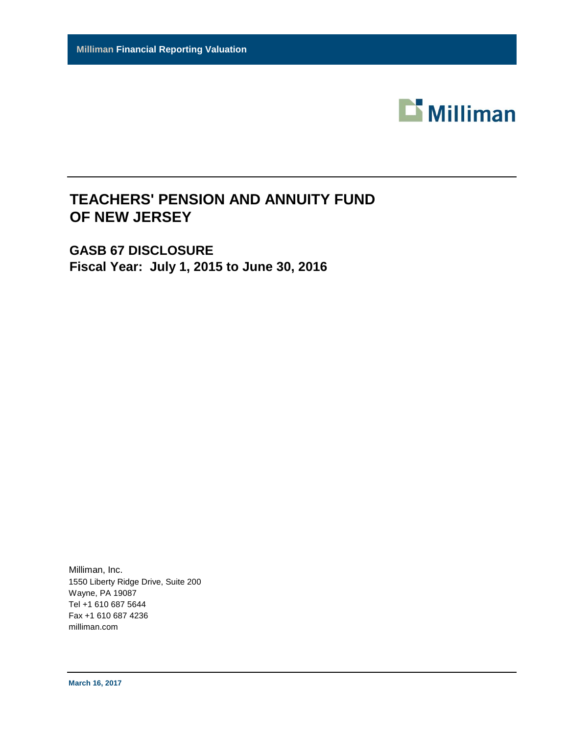**Milliman Financial Reporting Valuation**

Milliman

# TEACHERS' PENSION AND ANNUITY FUND OF NEW JERSEY

## GASB 67 DISCLOSURE
## Fiscal Year: July 1, 2015 to June 30, 2016

Milliman, Inc.
1550 Liberty Ridge Drive, Suite 200
Wayne, PA 19087
Tel +1 610 687 5644
Fax +1 610 687 4236
milliman.com

**March 16, 2017**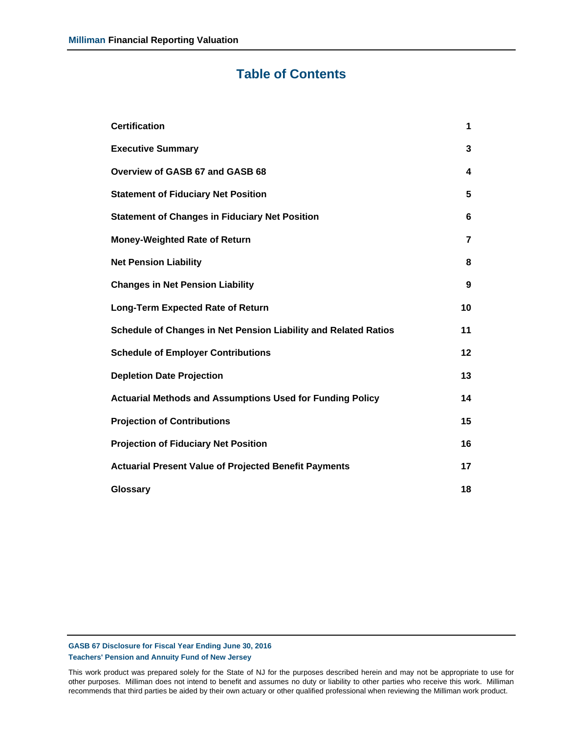# Table of Contents

| | |
|---|---|
| **Certification** | **1** |
| **Executive Summary** | **3** |
| **Overview of GASB 67 and GASB 68** | **4** |
| **Statement of Fiduciary Net Position** | **5** |
| **Statement of Changes in Fiduciary Net Position** | **6** |
| **Money-Weighted Rate of Return** | **7** |
| **Net Pension Liability** | **8** |
| **Changes in Net Pension Liability** | **9** |
| **Long-Term Expected Rate of Return** | **10** |
| **Schedule of Changes in Net Pension Liability and Related Ratios** | **11** |
| **Schedule of Employer Contributions** | **12** |
| **Depletion Date Projection** | **13** |
| **Actuarial Methods and Assumptions Used for Funding Policy** | **14** |
| **Projection of Contributions** | **15** |
| **Projection of Fiduciary Net Position** | **16** |
| **Actuarial Present Value of Projected Benefit Payments** | **17** |
| **Glossary** | **18** |

This work product was prepared solely for the State of NJ for the purposes described herein and may not be appropriate to use for other purposes. Milliman does not intend to benefit and assumes no duty or liability to other parties who receive this work. Milliman recommends that third parties be aided by their own actuary or other qualified professional when reviewing the Milliman work product.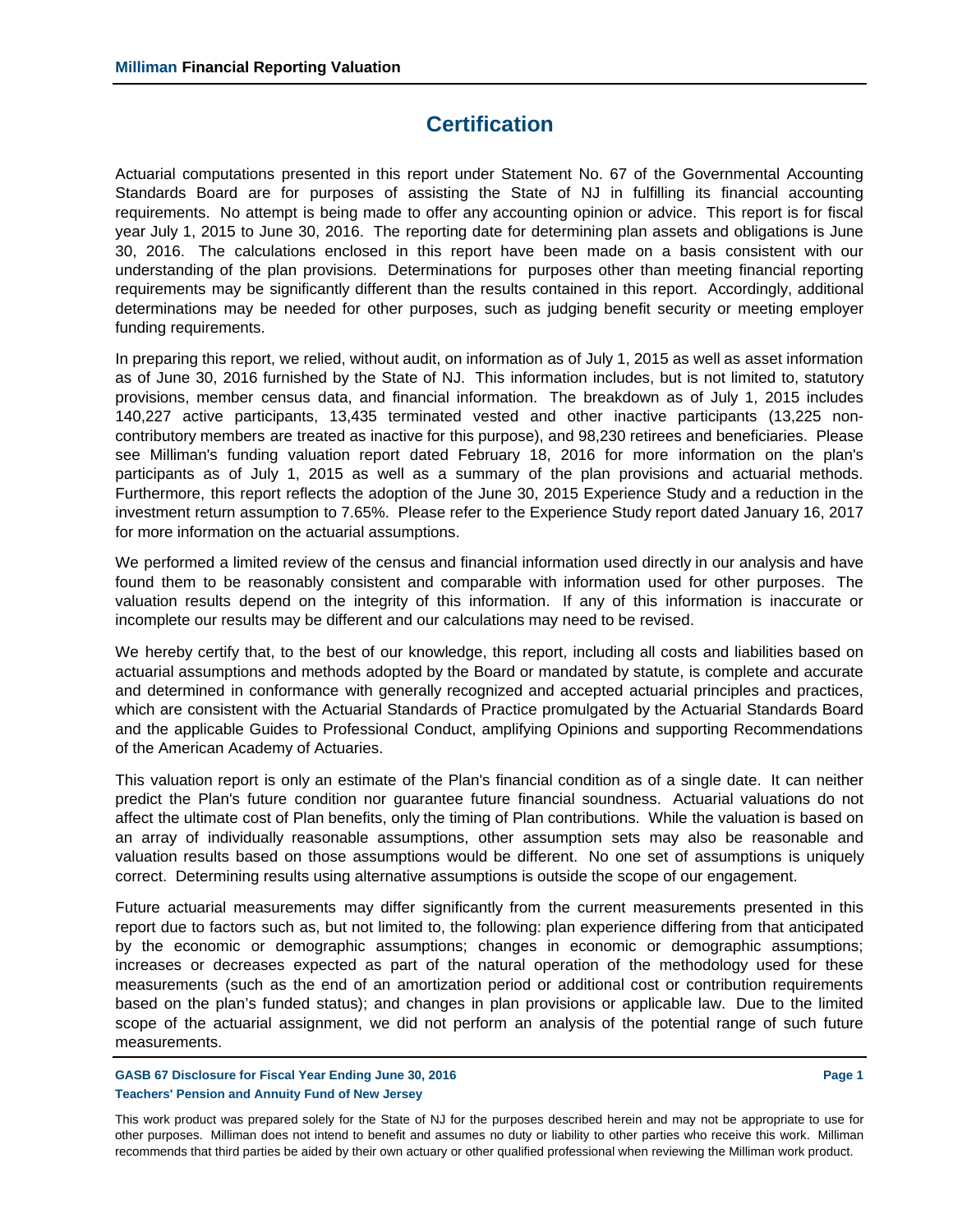# Certification

Actuarial computations presented in this report under Statement No. 67 of the Governmental Accounting Standards Board are for purposes of assisting the State of NJ in fulfilling its financial accounting requirements. No attempt is being made to offer any accounting opinion or advice. This report is for fiscal year July 1, 2015 to June 30, 2016. The reporting date for determining plan assets and obligations is June 30, 2016. The calculations enclosed in this report have been made on a basis consistent with our understanding of the plan provisions. Determinations for purposes other than meeting financial reporting requirements may be significantly different than the results contained in this report. Accordingly, additional determinations may be needed for other purposes, such as judging benefit security or meeting employer funding requirements.

In preparing this report, we relied, without audit, on information as of July 1, 2015 as well as asset information as of June 30, 2016 furnished by the State of NJ. This information includes, but is not limited to, statutory provisions, member census data, and financial information. The breakdown as of July 1, 2015 includes 140,227 active participants, 13,435 terminated vested and other inactive participants (13,225 non-contributory members are treated as inactive for this purpose), and 98,230 retirees and beneficiaries. Please see Milliman's funding valuation report dated February 18, 2016 for more information on the plan's participants as of July 1, 2015 as well as a summary of the plan provisions and actuarial methods. Furthermore, this report reflects the adoption of the June 30, 2015 Experience Study and a reduction in the investment return assumption to 7.65%. Please refer to the Experience Study report dated January 16, 2017 for more information on the actuarial assumptions.

We performed a limited review of the census and financial information used directly in our analysis and have found them to be reasonably consistent and comparable with information used for other purposes. The valuation results depend on the integrity of this information. If any of this information is inaccurate or incomplete our results may be different and our calculations may need to be revised.

We hereby certify that, to the best of our knowledge, this report, including all costs and liabilities based on actuarial assumptions and methods adopted by the Board or mandated by statute, is complete and accurate and determined in conformance with generally recognized and accepted actuarial principles and practices, which are consistent with the Actuarial Standards of Practice promulgated by the Actuarial Standards Board and the applicable Guides to Professional Conduct, amplifying Opinions and supporting Recommendations of the American Academy of Actuaries.

This valuation report is only an estimate of the Plan's financial condition as of a single date. It can neither predict the Plan's future condition nor guarantee future financial soundness. Actuarial valuations do not affect the ultimate cost of Plan benefits, only the timing of Plan contributions. While the valuation is based on an array of individually reasonable assumptions, other assumption sets may also be reasonable and valuation results based on those assumptions would be different. No one set of assumptions is uniquely correct. Determining results using alternative assumptions is outside the scope of our engagement.

Future actuarial measurements may differ significantly from the current measurements presented in this report due to factors such as, but not limited to, the following: plan experience differing from that anticipated by the economic or demographic assumptions; changes in economic or demographic assumptions; increases or decreases expected as part of the natural operation of the methodology used for these measurements (such as the end of an amortization period or additional cost or contribution requirements based on the plan's funded status); and changes in plan provisions or applicable law. Due to the limited scope of the actuarial assignment, we did not perform an analysis of the potential range of such future measurements.

This work product was prepared solely for the State of NJ for the purposes described herein and may not be appropriate to use for other purposes. Milliman does not intend to benefit and assumes no duty or liability to other parties who receive this work. Milliman recommends that third parties be aided by their own actuary or other qualified professional when reviewing the Milliman work product.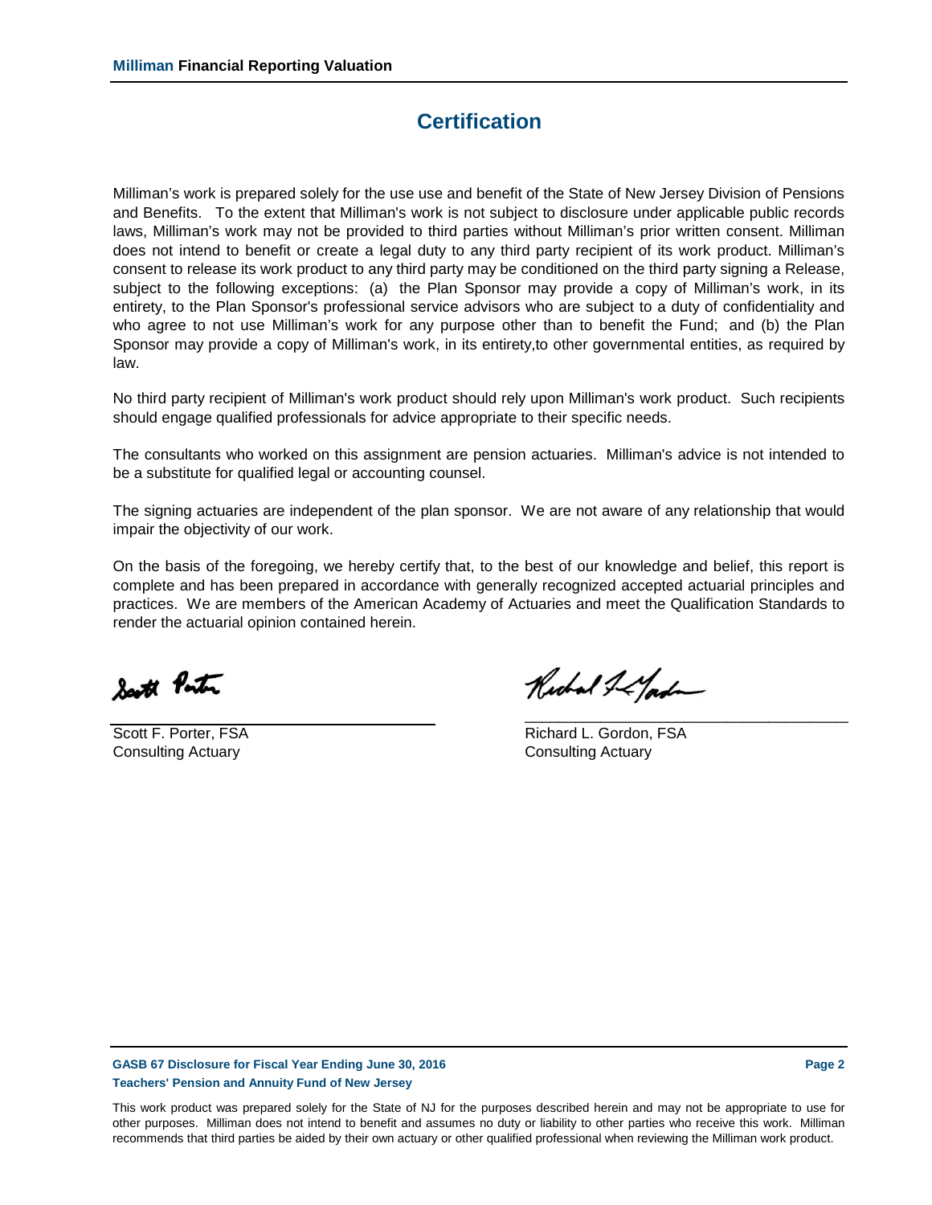# Certification

Milliman's work is prepared solely for the use use and benefit of the State of New Jersey Division of Pensions and Benefits. To the extent that Milliman's work is not subject to disclosure under applicable public records laws, Milliman's work may not be provided to third parties without Milliman's prior written consent. Milliman does not intend to benefit or create a legal duty to any third party recipient of its work product. Milliman's consent to release its work product to any third party may be conditioned on the third party signing a Release, subject to the following exceptions: (a) the Plan Sponsor may provide a copy of Milliman's work, in its entirety, to the Plan Sponsor's professional service advisors who are subject to a duty of confidentiality and who agree to not use Milliman's work for any purpose other than to benefit the Fund; and (b) the Plan Sponsor may provide a copy of Milliman's work, in its entirety,to other governmental entities, as required by law.

No third party recipient of Milliman's work product should rely upon Milliman's work product. Such recipients should engage qualified professionals for advice appropriate to their specific needs.

The consultants who worked on this assignment are pension actuaries. Milliman's advice is not intended to be a substitute for qualified legal or accounting counsel.

The signing actuaries are independent of the plan sponsor. We are not aware of any relationship that would impair the objectivity of our work.

On the basis of the foregoing, we hereby certify that, to the best of our knowledge and belief, this report is complete and has been prepared in accordance with generally recognized accepted actuarial principles and practices. We are members of the American Academy of Actuaries and meet the Qualification Standards to render the actuarial opinion contained herein.

Scott F. Porter, FSA
Consulting Actuary

Richard L. Gordon, FSA
Consulting Actuary

This work product was prepared solely for the State of NJ for the purposes described herein and may not be appropriate to use for other purposes. Milliman does not intend to benefit and assumes no duty or liability to other parties who receive this work. Milliman recommends that third parties be aided by their own actuary or other qualified professional when reviewing the Milliman work product.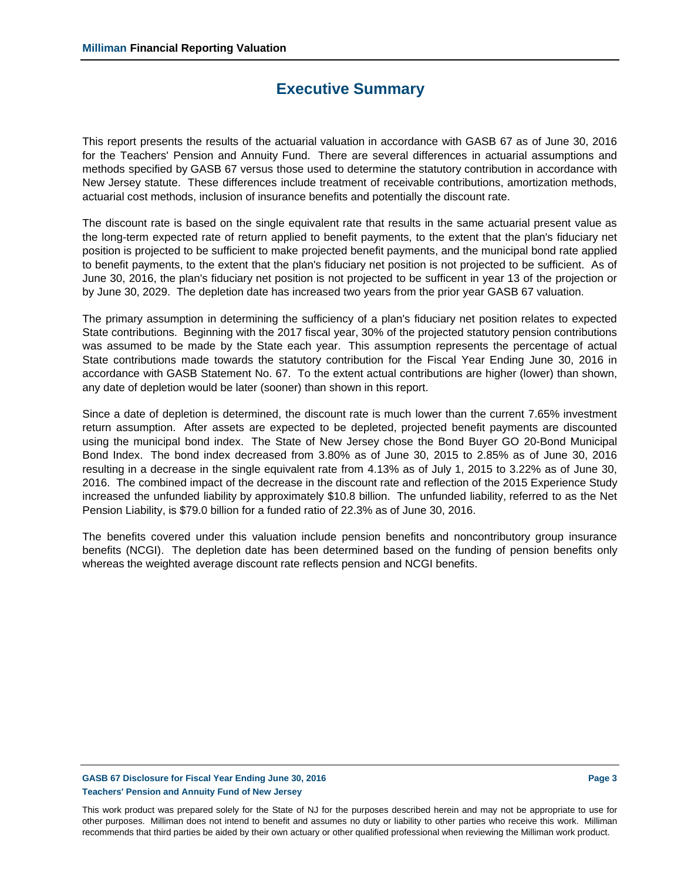# Executive Summary

This report presents the results of the actuarial valuation in accordance with GASB 67 as of June 30, 2016 for the Teachers' Pension and Annuity Fund. There are several differences in actuarial assumptions and methods specified by GASB 67 versus those used to determine the statutory contribution in accordance with New Jersey statute. These differences include treatment of receivable contributions, amortization methods, actuarial cost methods, inclusion of insurance benefits and potentially the discount rate.

The discount rate is based on the single equivalent rate that results in the same actuarial present value as the long-term expected rate of return applied to benefit payments, to the extent that the plan's fiduciary net position is projected to be sufficient to make projected benefit payments, and the municipal bond rate applied to benefit payments, to the extent that the plan's fiduciary net position is not projected to be sufficient. As of June 30, 2016, the plan's fiduciary net position is not projected to be suffiicent in year 13 of the projection or by June 30, 2029. The depletion date has increased two years from the prior year GASB 67 valuation.

The primary assumption in determining the sufficiency of a plan's fiduciary net position relates to expected State contributions. Beginning with the 2017 fiscal year, 30% of the projected statutory pension contributions was assumed to be made by the State each year. This assumption represents the percentage of actual State contributions made towards the statutory contribution for the Fiscal Year Ending June 30, 2016 in accordance with GASB Statement No. 67. To the extent actual contributions are higher (lower) than shown, any date of depletion would be later (sooner) than shown in this report.

Since a date of depletion is determined, the discount rate is much lower than the current 7.65% investment return assumption. After assets are expected to be depleted, projected benefit payments are discounted using the municipal bond index. The State of New Jersey chose the Bond Buyer GO 20-Bond Municipal Bond Index. The bond index decreased from 3.80% as of June 30, 2015 to 2.85% as of June 30, 2016 resulting in a decrease in the single equivalent rate from 4.13% as of July 1, 2015 to 3.22% as of June 30, 2016. The combined impact of the decrease in the discount rate and reflection of the 2015 Experience Study increased the unfunded liability by approximately $10.8 billion. The unfunded liability, referred to as the Net Pension Liability, is $79.0 billion for a funded ratio of 22.3% as of June 30, 2016.

The benefits covered under this valuation include pension benefits and noncontributory group insurance benefits (NCGI). The depletion date has been determined based on the funding of pension benefits only whereas the weighted average discount rate reflects pension and NCGI benefits.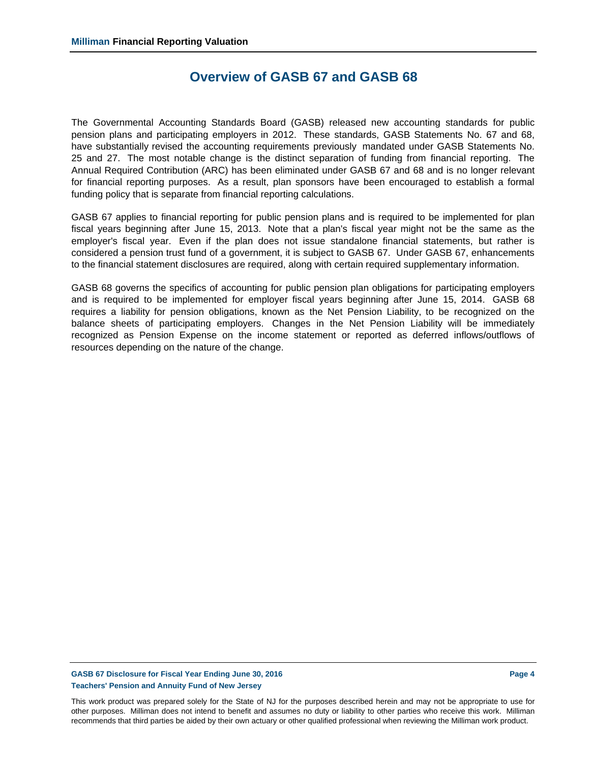# Overview of GASB 67 and GASB 68

The Governmental Accounting Standards Board (GASB) released new accounting standards for public pension plans and participating employers in 2012. These standards, GASB Statements No. 67 and 68, have substantially revised the accounting requirements previously mandated under GASB Statements No. 25 and 27. The most notable change is the distinct separation of funding from financial reporting. The Annual Required Contribution (ARC) has been eliminated under GASB 67 and 68 and is no longer relevant for financial reporting purposes. As a result, plan sponsors have been encouraged to establish a formal funding policy that is separate from financial reporting calculations.

GASB 67 applies to financial reporting for public pension plans and is required to be implemented for plan fiscal years beginning after June 15, 2013. Note that a plan's fiscal year might not be the same as the employer's fiscal year. Even if the plan does not issue standalone financial statements, but rather is considered a pension trust fund of a government, it is subject to GASB 67. Under GASB 67, enhancements to the financial statement disclosures are required, along with certain required supplementary information.

GASB 68 governs the specifics of accounting for public pension plan obligations for participating employers and is required to be implemented for employer fiscal years beginning after June 15, 2014. GASB 68 requires a liability for pension obligations, known as the Net Pension Liability, to be recognized on the balance sheets of participating employers. Changes in the Net Pension Liability will be immediately recognized as Pension Expense on the income statement or reported as deferred inflows/outflows of resources depending on the nature of the change.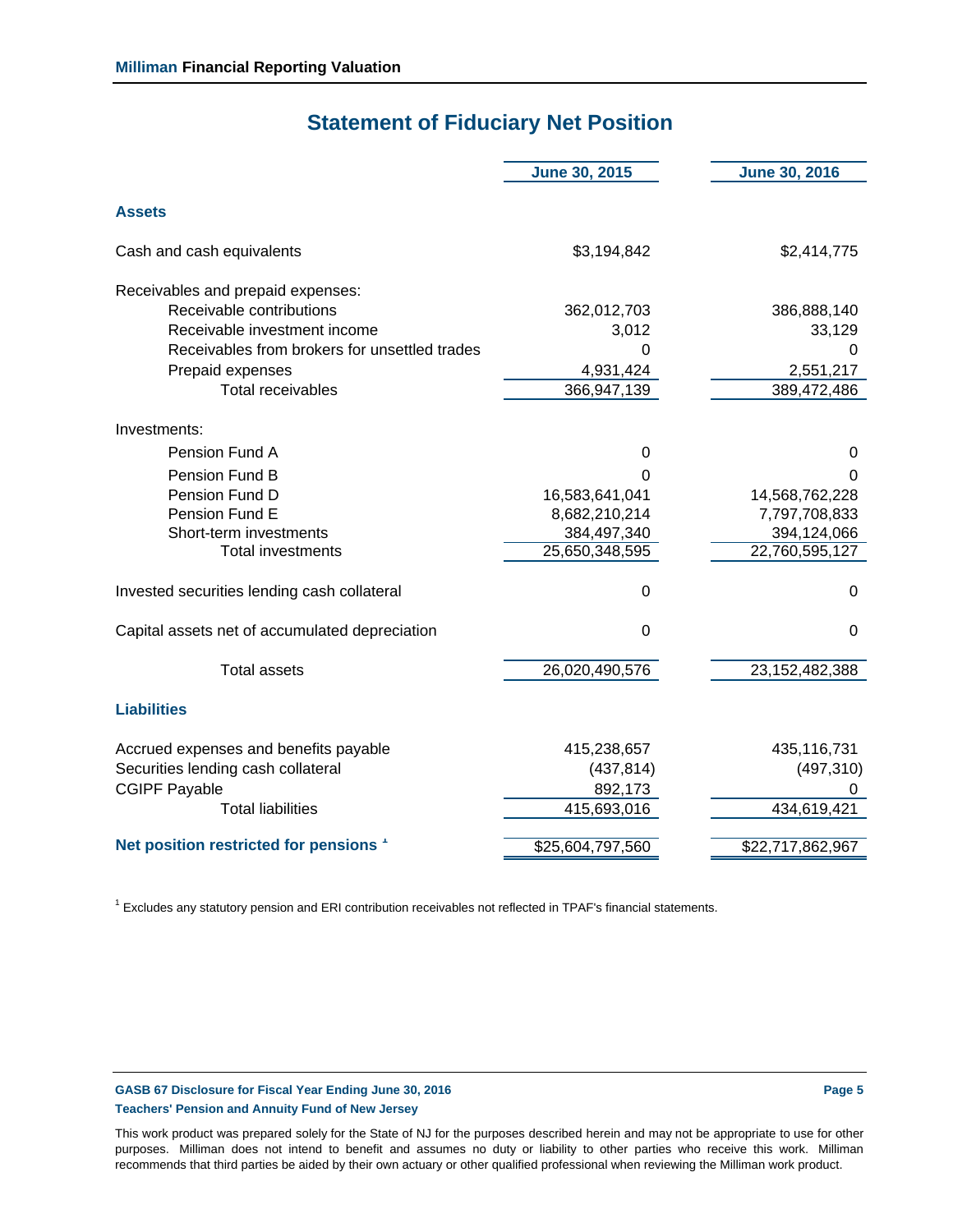## Statement of Fiduciary Net Position

| | June 30, 2015 | June 30, 2016 |
|---|---|---|
| **Assets** | | |
| Cash and cash equivalents | $3,194,842 | $2,414,775 |
| Receivables and prepaid expenses: | | |
| Receivable contributions | 362,012,703 | 386,888,140 |
| Receivable investment income | 3,012 | 33,129 |
| Receivables from brokers for unsettled trades | 0 | 0 |
| Prepaid expenses | 4,931,424 | 2,551,217 |
| Total receivables | 366,947,139 | 389,472,486 |
| Investments: | | |
| Pension Fund A | 0 | 0 |
| Pension Fund B | 0 | 0 |
| Pension Fund D | 16,583,641,041 | 14,568,762,228 |
| Pension Fund E | 8,682,210,214 | 7,797,708,833 |
| Short-term investments | 384,497,340 | 394,124,066 |
| Total investments | 25,650,348,595 | 22,760,595,127 |
| Invested securities lending cash collateral | 0 | 0 |
| Capital assets net of accumulated depreciation | 0 | 0 |
| Total assets | 26,020,490,576 | 23,152,482,388 |
| **Liabilities** | | |
| Accrued expenses and benefits payable | 415,238,657 | 435,116,731 |
| Securities lending cash collateral | (437,814) | (497,310) |
| CGIPF Payable | 892,173 | 0 |
| Total liabilities | 415,693,016 | 434,619,421 |
| **Net position restricted for pensions** [1] | $25,604,797,560 | $22,717,862,967 |

[1] Excludes any statutory pension and ERI contribution receivables not reflected in TPAF's financial statements.

This work product was prepared solely for the State of NJ for the purposes described herein and may not be appropriate to use for other purposes. Milliman does not intend to benefit and assumes no duty or liability to other parties who receive this work. Milliman recommends that third parties be aided by their own actuary or other qualified professional when reviewing the Milliman work product.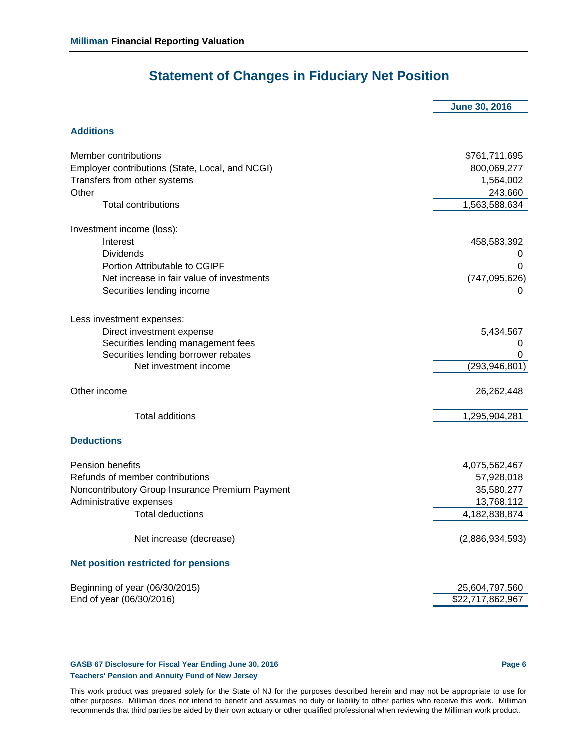# Statement of Changes in Fiduciary Net Position

| | June 30, 2016 |
|---|---|
| **Additions** | |
| Member contributions | $761,711,695 |
| Employer contributions (State, Local, and NCGI) | 800,069,277 |
| Transfers from other systems | 1,564,002 |
| Other | 243,660 |
| Total contributions | 1,563,588,634 |
| Investment income (loss): | |
| Interest | 458,583,392 |
| Dividends | 0 |
| Portion Attributable to CGIPF | 0 |
| Net increase in fair value of investments | (747,095,626) |
| Securities lending income | 0 |
| Less investment expenses: | |
| Direct investment expense | 5,434,567 |
| Securities lending management fees | 0 |
| Securities lending borrower rebates | 0 |
| Net investment income | (293,946,801) |
| Other income | 26,262,448 |
| Total additions | 1,295,904,281 |
| **Deductions** | |
| Pension benefits | 4,075,562,467 |
| Refunds of member contributions | 57,928,018 |
| Noncontributory Group Insurance Premium Payment | 35,580,277 |
| Administrative expenses | 13,768,112 |
| Total deductions | 4,182,838,874 |
| Net increase (decrease) | (2,886,934,593) |
| **Net position restricted for pensions** | |
| Beginning of year (06/30/2015) | 25,604,797,560 |
| End of year (06/30/2016) | $22,717,862,967 |

This work product was prepared solely for the State of NJ for the purposes described herein and may not be appropriate to use for other purposes. Milliman does not intend to benefit and assumes no duty or liability to other parties who receive this work. Milliman recommends that third parties be aided by their own actuary or other qualified professional when reviewing the Milliman work product.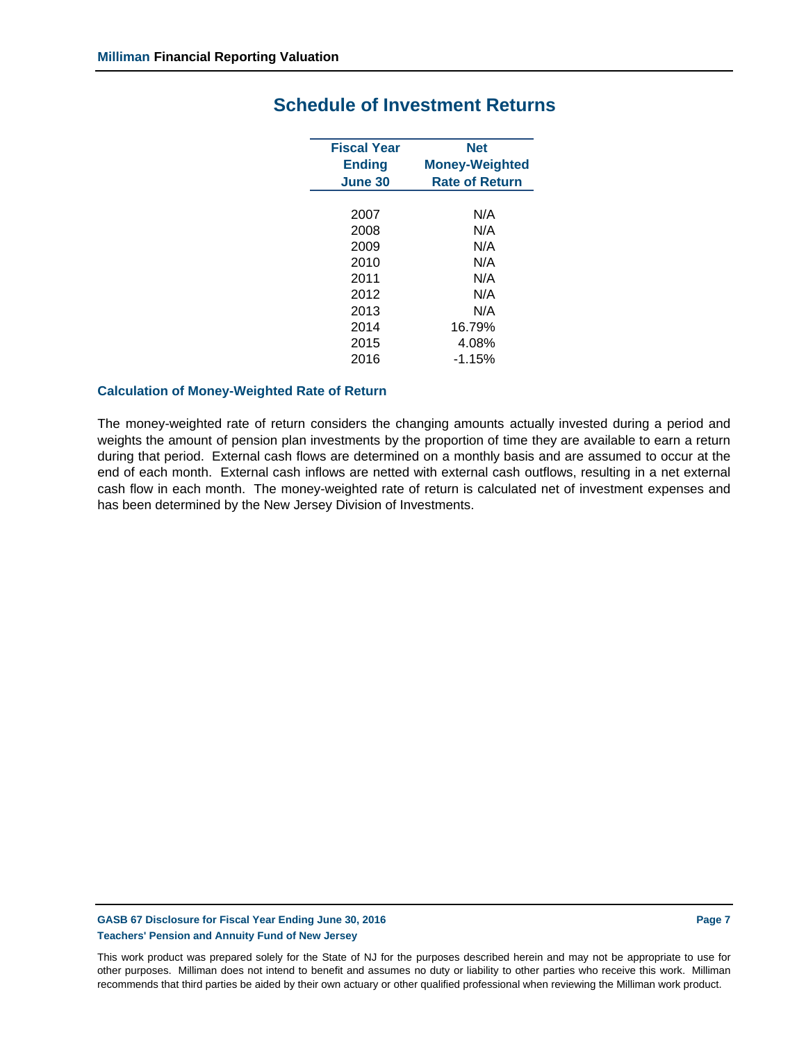# Schedule of Investment Returns

| Fiscal Year Ending June 30 | Net Money-Weighted Rate of Return |
|---|---|
| 2007 | N/A |
| 2008 | N/A |
| 2009 | N/A |
| 2010 | N/A |
| 2011 | N/A |
| 2012 | N/A |
| 2013 | N/A |
| 2014 | 16.79% |
| 2015 | 4.08% |
| 2016 | -1.15% |

### Calculation of Money-Weighted Rate of Return

The money-weighted rate of return considers the changing amounts actually invested during a period and weights the amount of pension plan investments by the proportion of time they are available to earn a return during that period. External cash flows are determined on a monthly basis and are assumed to occur at the end of each month. External cash inflows are netted with external cash outflows, resulting in a net external cash flow in each month. The money-weighted rate of return is calculated net of investment expenses and has been determined by the New Jersey Division of Investments.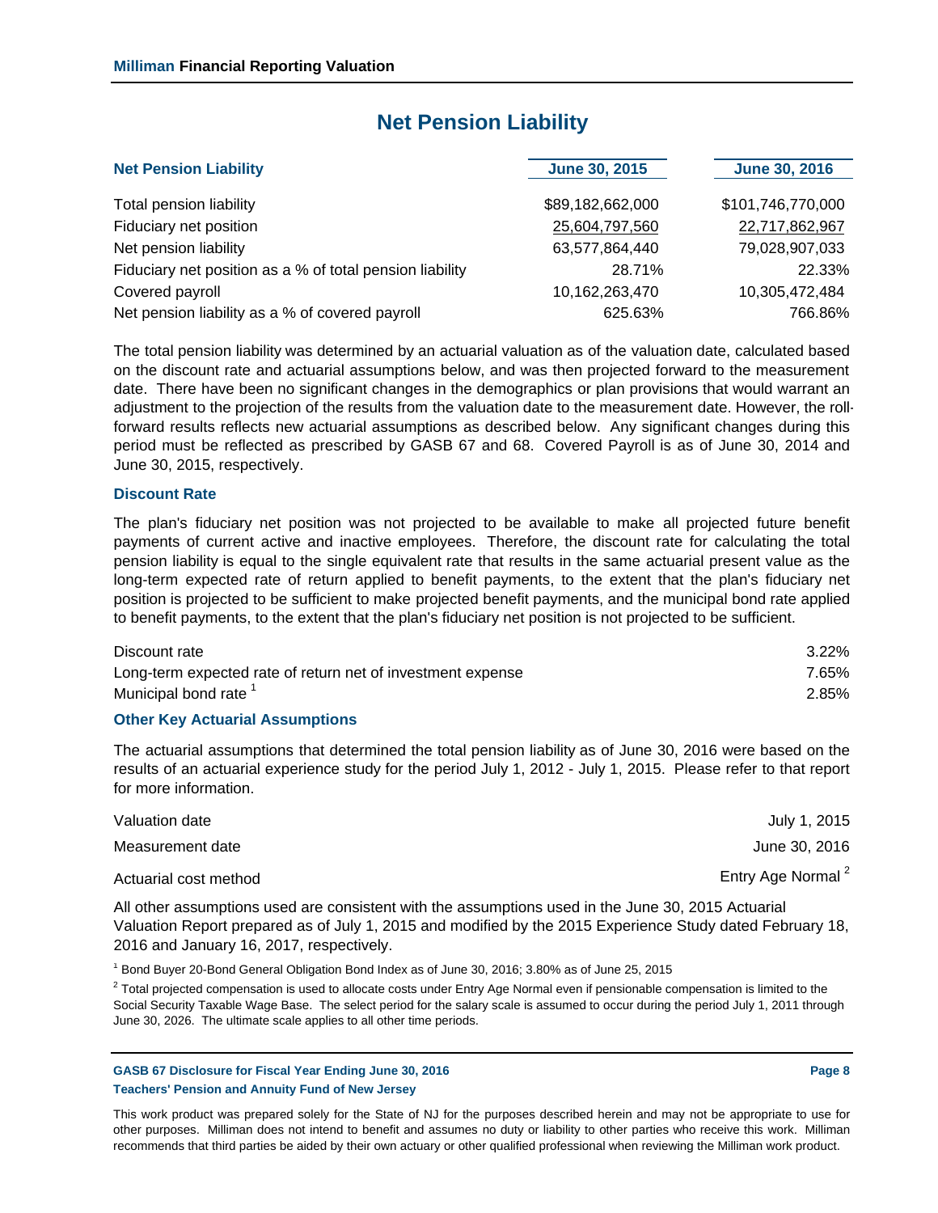# Net Pension Liability

| Net Pension Liability | June 30, 2015 | June 30, 2016 |
|---|---|---|
| Total pension liability | $89,182,662,000 | $101,746,770,000 |
| Fiduciary net position | 25,604,797,560 | 22,717,862,967 |
| Net pension liability | 63,577,864,440 | 79,028,907,033 |
| Fiduciary net position as a % of total pension liability | 28.71% | 22.33% |
| Covered payroll | 10,162,263,470 | 10,305,472,484 |
| Net pension liability as a % of covered payroll | 625.63% | 766.86% |

The total pension liability was determined by an actuarial valuation as of the valuation date, calculated based on the discount rate and actuarial assumptions below, and was then projected forward to the measurement date. There have been no significant changes in the demographics or plan provisions that would warrant an adjustment to the projection of the results from the valuation date to the measurement date. However, the roll-forward results reflects new actuarial assumptions as described below. Any significant changes during this period must be reflected as prescribed by GASB 67 and 68. Covered Payroll is as of June 30, 2014 and June 30, 2015, respectively.

### Discount Rate

The plan's fiduciary net position was not projected to be available to make all projected future benefit payments of current active and inactive employees. Therefore, the discount rate for calculating the total pension liability is equal to the single equivalent rate that results in the same actuarial present value as the long-term expected rate of return applied to benefit payments, to the extent that the plan's fiduciary net position is projected to be sufficient to make projected benefit payments, and the municipal bond rate applied to benefit payments, to the extent that the plan's fiduciary net position is not projected to be sufficient.

| | |
|---|---|
| Discount rate | 3.22% |
| Long-term expected rate of return net of investment expense | 7.65% |
| Municipal bond rate [1] | 2.85% |

### Other Key Actuarial Assumptions

The actuarial assumptions that determined the total pension liability as of June 30, 2016 were based on the results of an actuarial experience study for the period July 1, 2012 - July 1, 2015. Please refer to that report for more information.

| | |
|---|---|
| Valuation date | July 1, 2015 |
| Measurement date | June 30, 2016 |
| Actuarial cost method | Entry Age Normal [2] |

All other assumptions used are consistent with the assumptions used in the June 30, 2015 Actuarial Valuation Report prepared as of July 1, 2015 and modified by the 2015 Experience Study dated February 18, 2016 and January 16, 2017, respectively.

[1] Bond Buyer 20-Bond General Obligation Bond Index as of June 30, 2016; 3.80% as of June 25, 2015

[2] Total projected compensation is used to allocate costs under Entry Age Normal even if pensionable compensation is limited to the Social Security Taxable Wage Base. The select period for the salary scale is assumed to occur during the period July 1, 2011 through June 30, 2026. The ultimate scale applies to all other time periods.

This work product was prepared solely for the State of NJ for the purposes described herein and may not be appropriate to use for other purposes. Milliman does not intend to benefit and assumes no duty or liability to other parties who receive this work. Milliman recommends that third parties be aided by their own actuary or other qualified professional when reviewing the Milliman work product.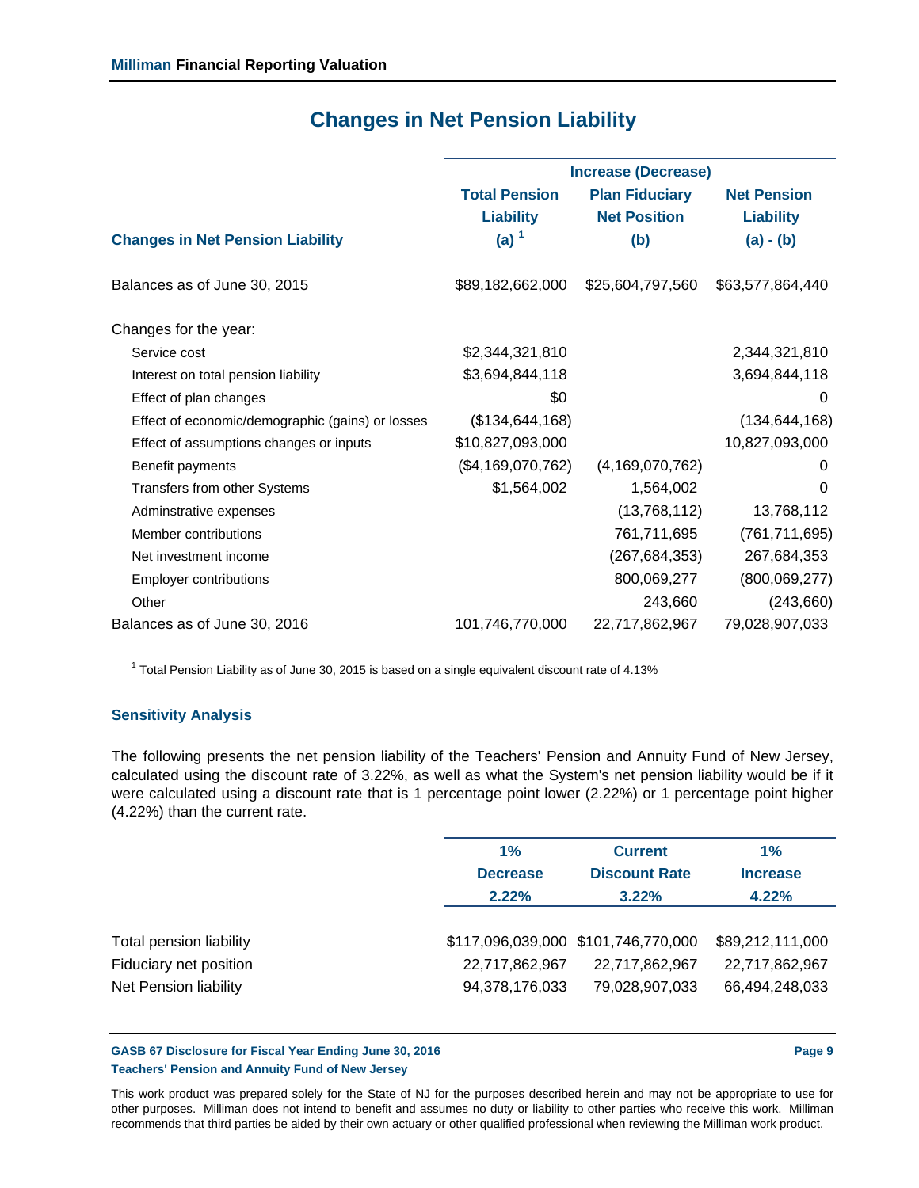# Changes in Net Pension Liability

| Changes in Net Pension Liability | Increase (Decrease) | | |
|---|---|---|---|
| | Total Pension Liability (a) [1] | Plan Fiduciary Net Position (b) | Net Pension Liability (a) - (b) |
| Balances as of June 30, 2015 | $89,182,662,000 | $25,604,797,560 | $63,577,864,440 |
| Changes for the year: | | | |
| Service cost | $2,344,321,810 | | 2,344,321,810 |
| Interest on total pension liability | $3,694,844,118 | | 3,694,844,118 |
| Effect of plan changes | $0 | | 0 |
| Effect of economic/demographic (gains) or losses | ($134,644,168) | | (134,644,168) |
| Effect of assumptions changes or inputs | $10,827,093,000 | | 10,827,093,000 |
| Benefit payments | ($4,169,070,762) | (4,169,070,762) | 0 |
| Transfers from other Systems | $1,564,002 | 1,564,002 | 0 |
| Adminstrative expenses | | (13,768,112) | 13,768,112 |
| Member contributions | | 761,711,695 | (761,711,695) |
| Net investment income | | (267,684,353) | 267,684,353 |
| Employer contributions | | 800,069,277 | (800,069,277) |
| Other | | 243,660 | (243,660) |
| Balances as of June 30, 2016 | 101,746,770,000 | 22,717,862,967 | 79,028,907,033 |

[1] Total Pension Liability as of June 30, 2015 is based on a single equivalent discount rate of 4.13%

### Sensitivity Analysis

The following presents the net pension liability of the Teachers' Pension and Annuity Fund of New Jersey, calculated using the discount rate of 3.22%, as well as what the System's net pension liability would be if it were calculated using a discount rate that is 1 percentage point lower (2.22%) or 1 percentage point higher (4.22%) than the current rate.

| | 1% Decrease 2.22% | Current Discount Rate 3.22% | 1% Increase 4.22% |
|---|---|---|---|
| Total pension liability | $117,096,039,000 | $101,746,770,000 | $89,212,111,000 |
| Fiduciary net position | 22,717,862,967 | 22,717,862,967 | 22,717,862,967 |
| Net Pension liability | 94,378,176,033 | 79,028,907,033 | 66,494,248,033 |

This work product was prepared solely for the State of NJ for the purposes described herein and may not be appropriate to use for other purposes. Milliman does not intend to benefit and assumes no duty or liability to other parties who receive this work. Milliman recommends that third parties be aided by their own actuary or other qualified professional when reviewing the Milliman work product.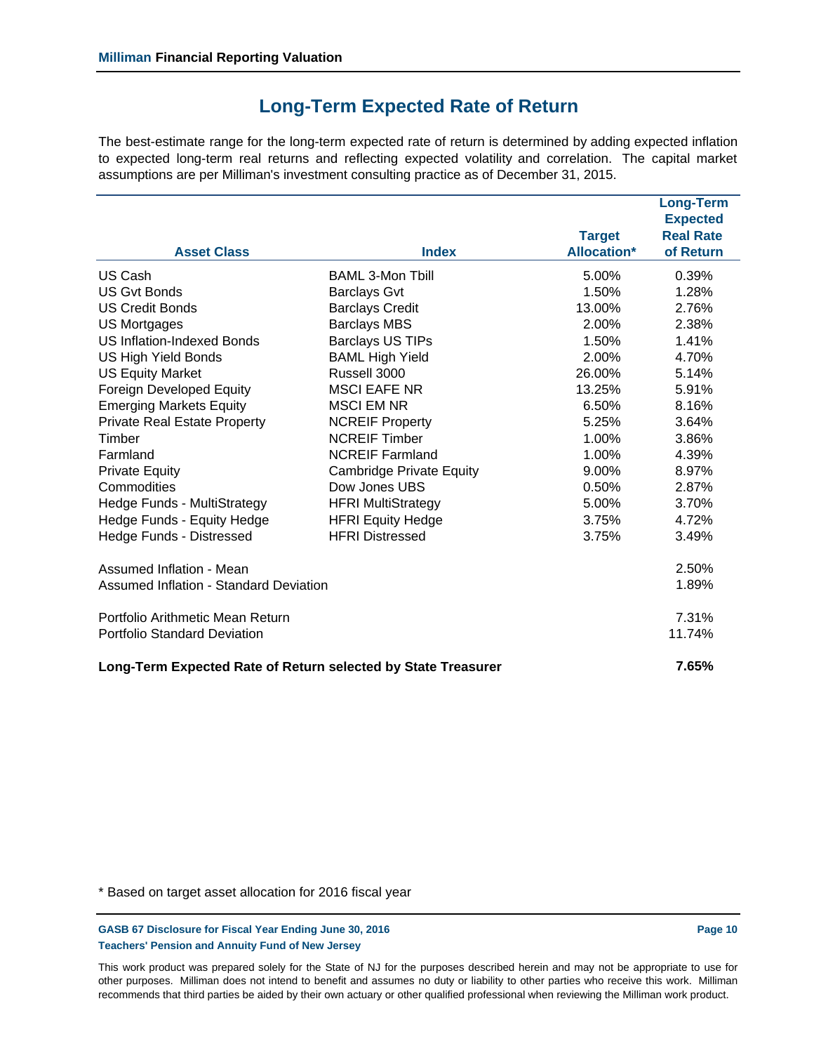# Long-Term Expected Rate of Return

The best-estimate range for the long-term expected rate of return is determined by adding expected inflation to expected long-term real returns and reflecting expected volatility and correlation. The capital market assumptions are per Milliman's investment consulting practice as of December 31, 2015.

| Asset Class | Index | Target Allocation* | Long-Term Expected Real Rate of Return |
|---|---|---|---|
| US Cash | BAML 3-Mon Tbill | 5.00% | 0.39% |
| US Gvt Bonds | Barclays Gvt | 1.50% | 1.28% |
| US Credit Bonds | Barclays Credit | 13.00% | 2.76% |
| US Mortgages | Barclays MBS | 2.00% | 2.38% |
| US Inflation-Indexed Bonds | Barclays US TIPs | 1.50% | 1.41% |
| US High Yield Bonds | BAML High Yield | 2.00% | 4.70% |
| US Equity Market | Russell 3000 | 26.00% | 5.14% |
| Foreign Developed Equity | MSCI EAFE NR | 13.25% | 5.91% |
| Emerging Markets Equity | MSCI EM NR | 6.50% | 8.16% |
| Private Real Estate Property | NCREIF Property | 5.25% | 3.64% |
| Timber | NCREIF Timber | 1.00% | 3.86% |
| Farmland | NCREIF Farmland | 1.00% | 4.39% |
| Private Equity | Cambridge Private Equity | 9.00% | 8.97% |
| Commodities | Dow Jones UBS | 0.50% | 2.87% |
| Hedge Funds - MultiStrategy | HFRI MultiStrategy | 5.00% | 3.70% |
| Hedge Funds - Equity Hedge | HFRI Equity Hedge | 3.75% | 4.72% |
| Hedge Funds - Distressed | HFRI Distressed | 3.75% | 3.49% |
| | | | |
| Assumed Inflation - Mean | | | 2.50% |
| Assumed Inflation - Standard Deviation | | | 1.89% |
| | | | |
| Portfolio Arithmetic Mean Return | | | 7.31% |
| Portfolio Standard Deviation | | | 11.74% |
| | | | |
| **Long-Term Expected Rate of Return selected by State Treasurer** | | | **7.65%** |

\* Based on target asset allocation for 2016 fiscal year

This work product was prepared solely for the State of NJ for the purposes described herein and may not be appropriate to use for other purposes. Milliman does not intend to benefit and assumes no duty or liability to other parties who receive this work. Milliman recommends that third parties be aided by their own actuary or other qualified professional when reviewing the Milliman work product.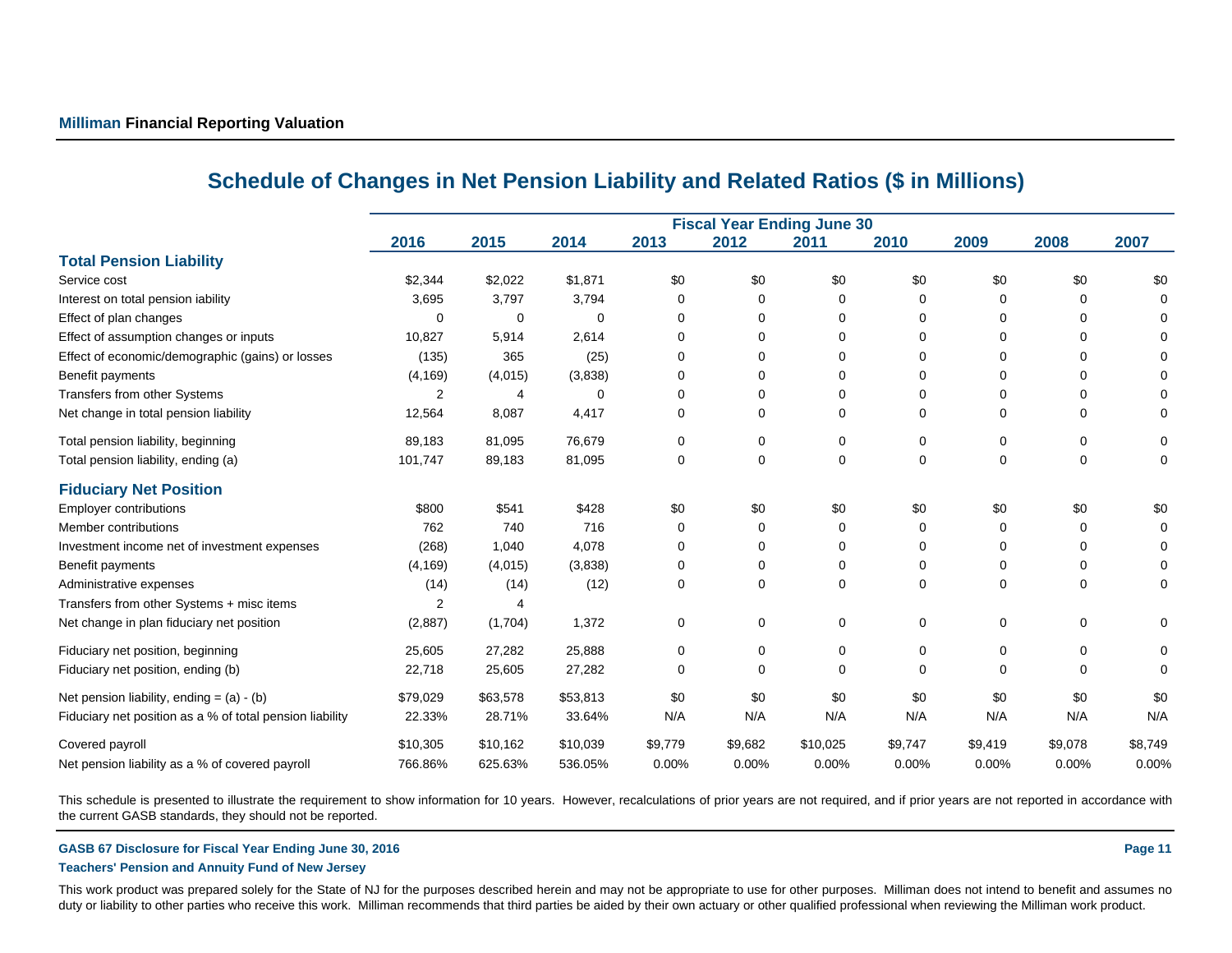## Schedule of Changes in Net Pension Liability and Related Ratios ($ in Millions)

| | Fiscal Year Ending June 30 | | | | | | | | | |
|---|---|---|---|---|---|---|---|---|---|---|
| | 2016 | 2015 | 2014 | 2013 | 2012 | 2011 | 2010 | 2009 | 2008 | 2007 |
| **Total Pension Liability** | | | | | | | | | | |
| Service cost | $2,344 | $2,022 | $1,871 | $0 | $0 | $0 | $0 | $0 | $0 | $0 |
| Interest on total pension iability | 3,695 | 3,797 | 3,794 | 0 | 0 | 0 | 0 | 0 | 0 | 0 |
| Effect of plan changes | 0 | 0 | 0 | 0 | 0 | 0 | 0 | 0 | 0 | 0 |
| Effect of assumption changes or inputs | 10,827 | 5,914 | 2,614 | 0 | 0 | 0 | 0 | 0 | 0 | 0 |
| Effect of economic/demographic (gains) or losses | (135) | 365 | (25) | 0 | 0 | 0 | 0 | 0 | 0 | 0 |
| Benefit payments | (4,169) | (4,015) | (3,838) | 0 | 0 | 0 | 0 | 0 | 0 | 0 |
| Transfers from other Systems | 2 | 4 | 0 | 0 | 0 | 0 | 0 | 0 | 0 | 0 |
| Net change in total pension liability | 12,564 | 8,087 | 4,417 | 0 | 0 | 0 | 0 | 0 | 0 | 0 |
| Total pension liability, beginning | 89,183 | 81,095 | 76,679 | 0 | 0 | 0 | 0 | 0 | 0 | 0 |
| Total pension liability, ending (a) | 101,747 | 89,183 | 81,095 | 0 | 0 | 0 | 0 | 0 | 0 | 0 |
| **Fiduciary Net Position** | | | | | | | | | | |
| Employer contributions | $800 | $541 | $428 | $0 | $0 | $0 | $0 | $0 | $0 | $0 |
| Member contributions | 762 | 740 | 716 | 0 | 0 | 0 | 0 | 0 | 0 | 0 |
| Investment income net of investment expenses | (268) | 1,040 | 4,078 | 0 | 0 | 0 | 0 | 0 | 0 | 0 |
| Benefit payments | (4,169) | (4,015) | (3,838) | 0 | 0 | 0 | 0 | 0 | 0 | 0 |
| Administrative expenses | (14) | (14) | (12) | 0 | 0 | 0 | 0 | 0 | 0 | 0 |
| Transfers from other Systems + misc items | 2 | 4 | | | | | | | | |
| Net change in plan fiduciary net position | (2,887) | (1,704) | 1,372 | 0 | 0 | 0 | 0 | 0 | 0 | 0 |
| Fiduciary net position, beginning | 25,605 | 27,282 | 25,888 | 0 | 0 | 0 | 0 | 0 | 0 | 0 |
| Fiduciary net position, ending (b) | 22,718 | 25,605 | 27,282 | 0 | 0 | 0 | 0 | 0 | 0 | 0 |
| Net pension liability, ending = (a) - (b) | $79,029 | $63,578 | $53,813 | $0 | $0 | $0 | $0 | $0 | $0 | $0 |
| Fiduciary net position as a % of total pension liability | 22.33% | 28.71% | 33.64% | N/A | N/A | N/A | N/A | N/A | N/A | N/A |
| Covered payroll | $10,305 | $10,162 | $10,039 | $9,779 | $9,682 | $10,025 | $9,747 | $9,419 | $9,078 | $8,749 |
| Net pension liability as a % of covered payroll | 766.86% | 625.63% | 536.05% | 0.00% | 0.00% | 0.00% | 0.00% | 0.00% | 0.00% | 0.00% |

This schedule is presented to illustrate the requirement to show information for 10 years. However, recalculations of prior years are not required, and if prior years are not reported in accordance with the current GASB standards, they should not be reported.

This work product was prepared solely for the State of NJ for the purposes described herein and may not be appropriate to use for other purposes. Milliman does not intend to benefit and assumes no duty or liability to other parties who receive this work. Milliman recommends that third parties be aided by their own actuary or other qualified professional when reviewing the Milliman work product.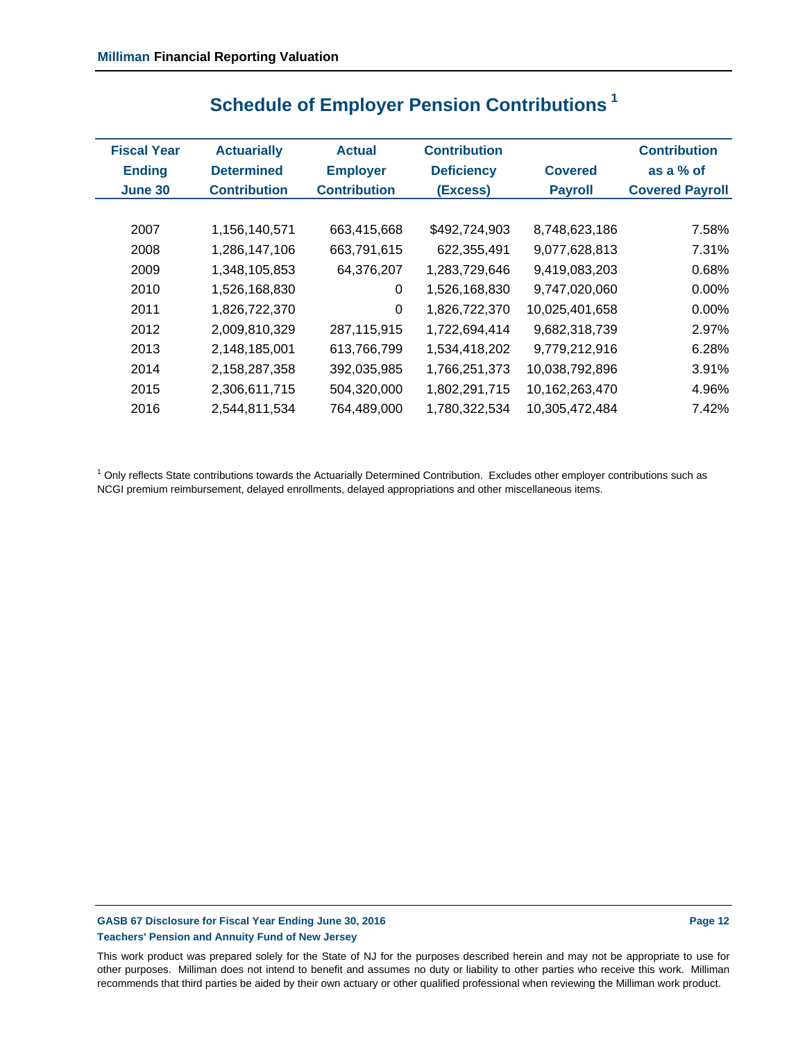## Schedule of Employer Pension Contributions [1]

| Fiscal Year Ending June 30 | Actuarially Determined Contribution | Actual Employer Contribution | Contribution Deficiency (Excess) | Covered Payroll | Contribution as a % of Covered Payroll |
|---|---|---|---|---|---|
| 2007 | 1,156,140,571 | 663,415,668 | $492,724,903 | 8,748,623,186 | 7.58% |
| 2008 | 1,286,147,106 | 663,791,615 | 622,355,491 | 9,077,628,813 | 7.31% |
| 2009 | 1,348,105,853 | 64,376,207 | 1,283,729,646 | 9,419,083,203 | 0.68% |
| 2010 | 1,526,168,830 | 0 | 1,526,168,830 | 9,747,020,060 | 0.00% |
| 2011 | 1,826,722,370 | 0 | 1,826,722,370 | 10,025,401,658 | 0.00% |
| 2012 | 2,009,810,329 | 287,115,915 | 1,722,694,414 | 9,682,318,739 | 2.97% |
| 2013 | 2,148,185,001 | 613,766,799 | 1,534,418,202 | 9,779,212,916 | 6.28% |
| 2014 | 2,158,287,358 | 392,035,985 | 1,766,251,373 | 10,038,792,896 | 3.91% |
| 2015 | 2,306,611,715 | 504,320,000 | 1,802,291,715 | 10,162,263,470 | 4.96% |
| 2016 | 2,544,811,534 | 764,489,000 | 1,780,322,534 | 10,305,472,484 | 7.42% |

[1] Only reflects State contributions towards the Actuarially Determined Contribution. Excludes other employer contributions such as NCGI premium reimbursement, delayed enrollments, delayed appropriations and other miscellaneous items.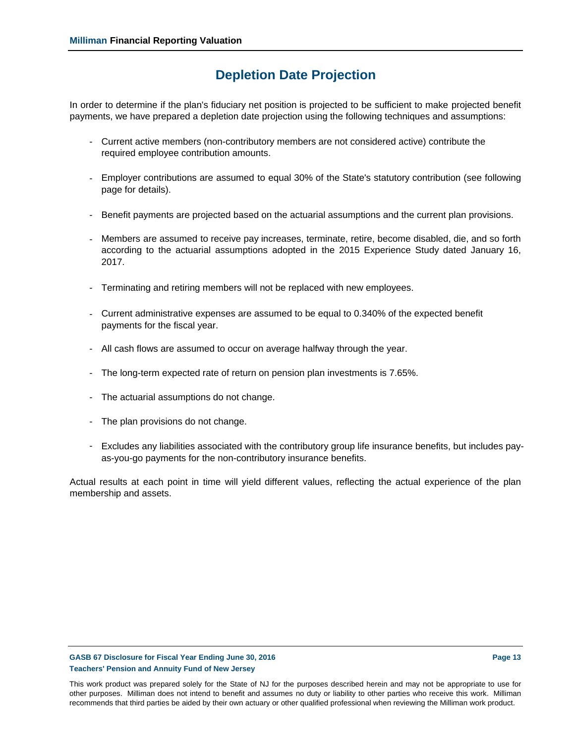# Depletion Date Projection

In order to determine if the plan's fiduciary net position is projected to be sufficient to make projected benefit payments, we have prepared a depletion date projection using the following techniques and assumptions:

- Current active members (non-contributory members are not considered active) contribute the required employee contribution amounts.
- Employer contributions are assumed to equal 30% of the State's statutory contribution (see following page for details).
- Benefit payments are projected based on the actuarial assumptions and the current plan provisions.
- Members are assumed to receive pay increases, terminate, retire, become disabled, die, and so forth according to the actuarial assumptions adopted in the 2015 Experience Study dated January 16, 2017.
- Terminating and retiring members will not be replaced with new employees.
- Current administrative expenses are assumed to be equal to 0.340% of the expected benefit payments for the fiscal year.
- All cash flows are assumed to occur on average halfway through the year.
- The long-term expected rate of return on pension plan investments is 7.65%.
- The actuarial assumptions do not change.
- The plan provisions do not change.
- Excludes any liabilities associated with the contributory group life insurance benefits, but includes pay-as-you-go payments for the non-contributory insurance benefits.

Actual results at each point in time will yield different values, reflecting the actual experience of the plan membership and assets.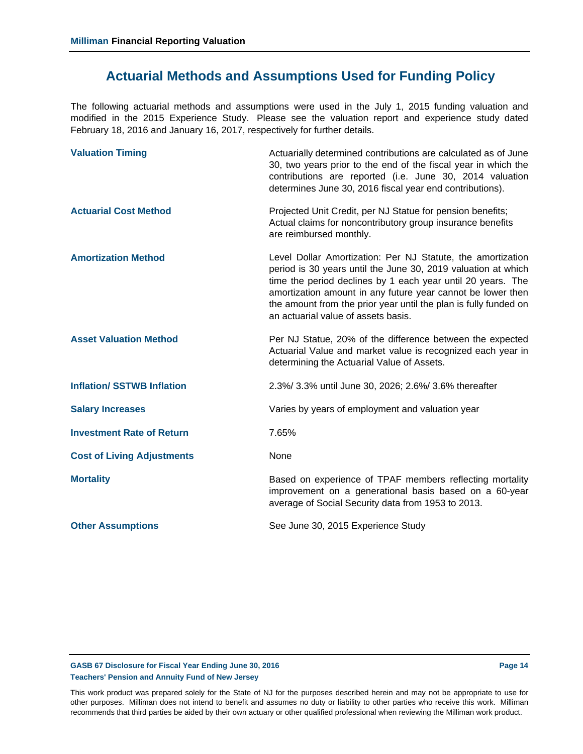# Actuarial Methods and Assumptions Used for Funding Policy

The following actuarial methods and assumptions were used in the July 1, 2015 funding valuation and modified in the 2015 Experience Study. Please see the valuation report and experience study dated February 18, 2016 and January 16, 2017, respectively for further details.

| | |
|---|---|
| **Valuation Timing** | Actuarially determined contributions are calculated as of June 30, two years prior to the end of the fiscal year in which the contributions are reported (i.e. June 30, 2014 valuation determines June 30, 2016 fiscal year end contributions). |
| **Actuarial Cost Method** | Projected Unit Credit, per NJ Statue for pension benefits; Actual claims for noncontributory group insurance benefits are reimbursed monthly. |
| **Amortization Method** | Level Dollar Amortization: Per NJ Statute, the amortization period is 30 years until the June 30, 2019 valuation at which time the period declines by 1 each year until 20 years. The amortization amount in any future year cannot be lower then the amount from the prior year until the plan is fully funded on an actuarial value of assets basis. |
| **Asset Valuation Method** | Per NJ Statue, 20% of the difference between the expected Actuarial Value and market value is recognized each year in determining the Actuarial Value of Assets. |
| **Inflation/ SSTWB Inflation** | 2.3%/ 3.3% until June 30, 2026; 2.6%/ 3.6% thereafter |
| **Salary Increases** | Varies by years of employment and valuation year |
| **Investment Rate of Return** | 7.65% |
| **Cost of Living Adjustments** | None |
| **Mortality** | Based on experience of TPAF members reflecting mortality improvement on a generational basis based on a 60-year average of Social Security data from 1953 to 2013. |
| **Other Assumptions** | See June 30, 2015 Experience Study |

This work product was prepared solely for the State of NJ for the purposes described herein and may not be appropriate to use for other purposes. Milliman does not intend to benefit and assumes no duty or liability to other parties who receive this work. Milliman recommends that third parties be aided by their own actuary or other qualified professional when reviewing the Milliman work product.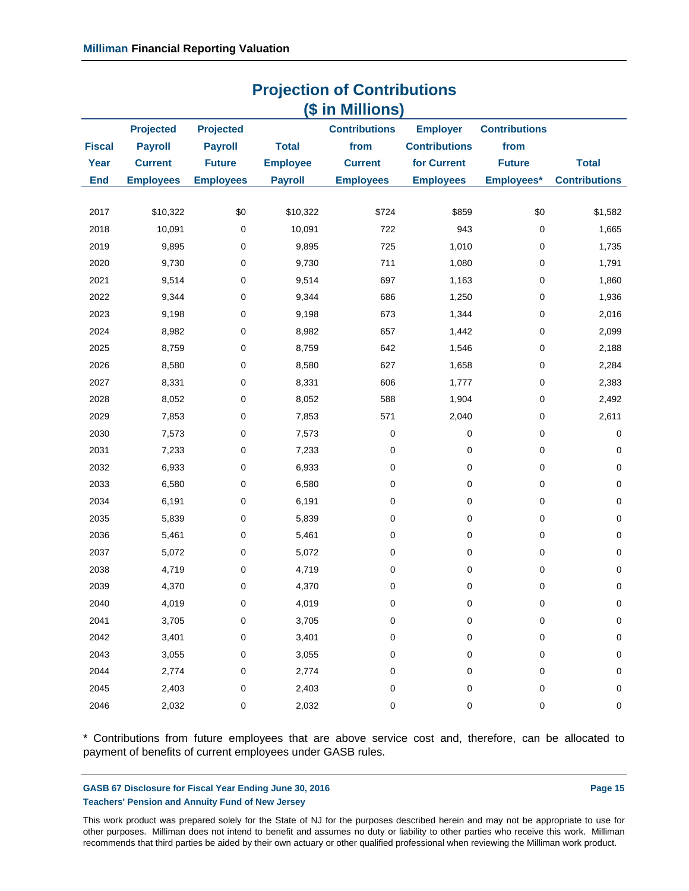## Projection of Contributions
## ($ in Millions)

| Fiscal Year End | Projected Payroll Current Employees | Projected Payroll Future Employees | Total Employee Payroll | Contributions from Current Employees | Employer Contributions for Current Employees | Contributions from Future Employees* | Total Contributions |
|---|---|---|---|---|---|---|---|
| 2017 | $10,322 | $0 | $10,322 | $724 | $859 | $0 | $1,582 |
| 2018 | 10,091 | 0 | 10,091 | 722 | 943 | 0 | 1,665 |
| 2019 | 9,895 | 0 | 9,895 | 725 | 1,010 | 0 | 1,735 |
| 2020 | 9,730 | 0 | 9,730 | 711 | 1,080 | 0 | 1,791 |
| 2021 | 9,514 | 0 | 9,514 | 697 | 1,163 | 0 | 1,860 |
| 2022 | 9,344 | 0 | 9,344 | 686 | 1,250 | 0 | 1,936 |
| 2023 | 9,198 | 0 | 9,198 | 673 | 1,344 | 0 | 2,016 |
| 2024 | 8,982 | 0 | 8,982 | 657 | 1,442 | 0 | 2,099 |
| 2025 | 8,759 | 0 | 8,759 | 642 | 1,546 | 0 | 2,188 |
| 2026 | 8,580 | 0 | 8,580 | 627 | 1,658 | 0 | 2,284 |
| 2027 | 8,331 | 0 | 8,331 | 606 | 1,777 | 0 | 2,383 |
| 2028 | 8,052 | 0 | 8,052 | 588 | 1,904 | 0 | 2,492 |
| 2029 | 7,853 | 0 | 7,853 | 571 | 2,040 | 0 | 2,611 |
| 2030 | 7,573 | 0 | 7,573 | 0 | 0 | 0 | 0 |
| 2031 | 7,233 | 0 | 7,233 | 0 | 0 | 0 | 0 |
| 2032 | 6,933 | 0 | 6,933 | 0 | 0 | 0 | 0 |
| 2033 | 6,580 | 0 | 6,580 | 0 | 0 | 0 | 0 |
| 2034 | 6,191 | 0 | 6,191 | 0 | 0 | 0 | 0 |
| 2035 | 5,839 | 0 | 5,839 | 0 | 0 | 0 | 0 |
| 2036 | 5,461 | 0 | 5,461 | 0 | 0 | 0 | 0 |
| 2037 | 5,072 | 0 | 5,072 | 0 | 0 | 0 | 0 |
| 2038 | 4,719 | 0 | 4,719 | 0 | 0 | 0 | 0 |
| 2039 | 4,370 | 0 | 4,370 | 0 | 0 | 0 | 0 |
| 2040 | 4,019 | 0 | 4,019 | 0 | 0 | 0 | 0 |
| 2041 | 3,705 | 0 | 3,705 | 0 | 0 | 0 | 0 |
| 2042 | 3,401 | 0 | 3,401 | 0 | 0 | 0 | 0 |
| 2043 | 3,055 | 0 | 3,055 | 0 | 0 | 0 | 0 |
| 2044 | 2,774 | 0 | 2,774 | 0 | 0 | 0 | 0 |
| 2045 | 2,403 | 0 | 2,403 | 0 | 0 | 0 | 0 |
| 2046 | 2,032 | 0 | 2,032 | 0 | 0 | 0 | 0 |

* Contributions from future employees that are above service cost and, therefore, can be allocated to payment of benefits of current employees under GASB rules.

This work product was prepared solely for the State of NJ for the purposes described herein and may not be appropriate to use for other purposes. Milliman does not intend to benefit and assumes no duty or liability to other parties who receive this work. Milliman recommends that third parties be aided by their own actuary or other qualified professional when reviewing the Milliman work product.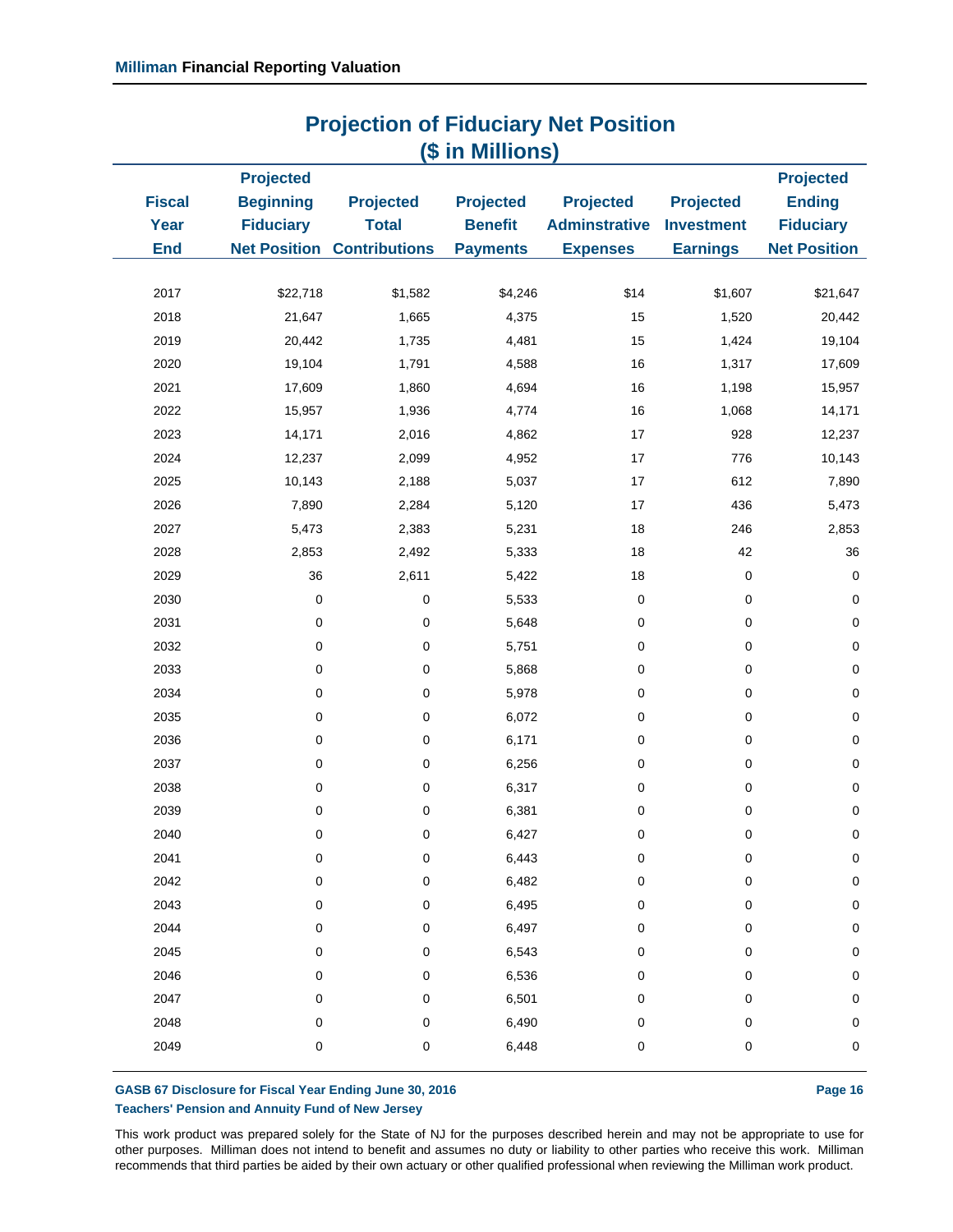## Projection of Fiduciary Net Position
## ($ in Millions)

| Fiscal Year End | Projected Beginning Fiduciary Net Position | Projected Total Contributions | Projected Benefit Payments | Projected Adminstrative Expenses | Projected Investment Earnings | Projected Ending Fiduciary Net Position |
|---|---|---|---|---|---|---|
| 2017 | $22,718 | $1,582 | $4,246 | $14 | $1,607 | $21,647 |
| 2018 | 21,647 | 1,665 | 4,375 | 15 | 1,520 | 20,442 |
| 2019 | 20,442 | 1,735 | 4,481 | 15 | 1,424 | 19,104 |
| 2020 | 19,104 | 1,791 | 4,588 | 16 | 1,317 | 17,609 |
| 2021 | 17,609 | 1,860 | 4,694 | 16 | 1,198 | 15,957 |
| 2022 | 15,957 | 1,936 | 4,774 | 16 | 1,068 | 14,171 |
| 2023 | 14,171 | 2,016 | 4,862 | 17 | 928 | 12,237 |
| 2024 | 12,237 | 2,099 | 4,952 | 17 | 776 | 10,143 |
| 2025 | 10,143 | 2,188 | 5,037 | 17 | 612 | 7,890 |
| 2026 | 7,890 | 2,284 | 5,120 | 17 | 436 | 5,473 |
| 2027 | 5,473 | 2,383 | 5,231 | 18 | 246 | 2,853 |
| 2028 | 2,853 | 2,492 | 5,333 | 18 | 42 | 36 |
| 2029 | 36 | 2,611 | 5,422 | 18 | 0 | 0 |
| 2030 | 0 | 0 | 5,533 | 0 | 0 | 0 |
| 2031 | 0 | 0 | 5,648 | 0 | 0 | 0 |
| 2032 | 0 | 0 | 5,751 | 0 | 0 | 0 |
| 2033 | 0 | 0 | 5,868 | 0 | 0 | 0 |
| 2034 | 0 | 0 | 5,978 | 0 | 0 | 0 |
| 2035 | 0 | 0 | 6,072 | 0 | 0 | 0 |
| 2036 | 0 | 0 | 6,171 | 0 | 0 | 0 |
| 2037 | 0 | 0 | 6,256 | 0 | 0 | 0 |
| 2038 | 0 | 0 | 6,317 | 0 | 0 | 0 |
| 2039 | 0 | 0 | 6,381 | 0 | 0 | 0 |
| 2040 | 0 | 0 | 6,427 | 0 | 0 | 0 |
| 2041 | 0 | 0 | 6,443 | 0 | 0 | 0 |
| 2042 | 0 | 0 | 6,482 | 0 | 0 | 0 |
| 2043 | 0 | 0 | 6,495 | 0 | 0 | 0 |
| 2044 | 0 | 0 | 6,497 | 0 | 0 | 0 |
| 2045 | 0 | 0 | 6,543 | 0 | 0 | 0 |
| 2046 | 0 | 0 | 6,536 | 0 | 0 | 0 |
| 2047 | 0 | 0 | 6,501 | 0 | 0 | 0 |
| 2048 | 0 | 0 | 6,490 | 0 | 0 | 0 |
| 2049 | 0 | 0 | 6,448 | 0 | 0 | 0 |

This work product was prepared solely for the State of NJ for the purposes described herein and may not be appropriate to use for other purposes. Milliman does not intend to benefit and assumes no duty or liability to other parties who receive this work. Milliman recommends that third parties be aided by their own actuary or other qualified professional when reviewing the Milliman work product.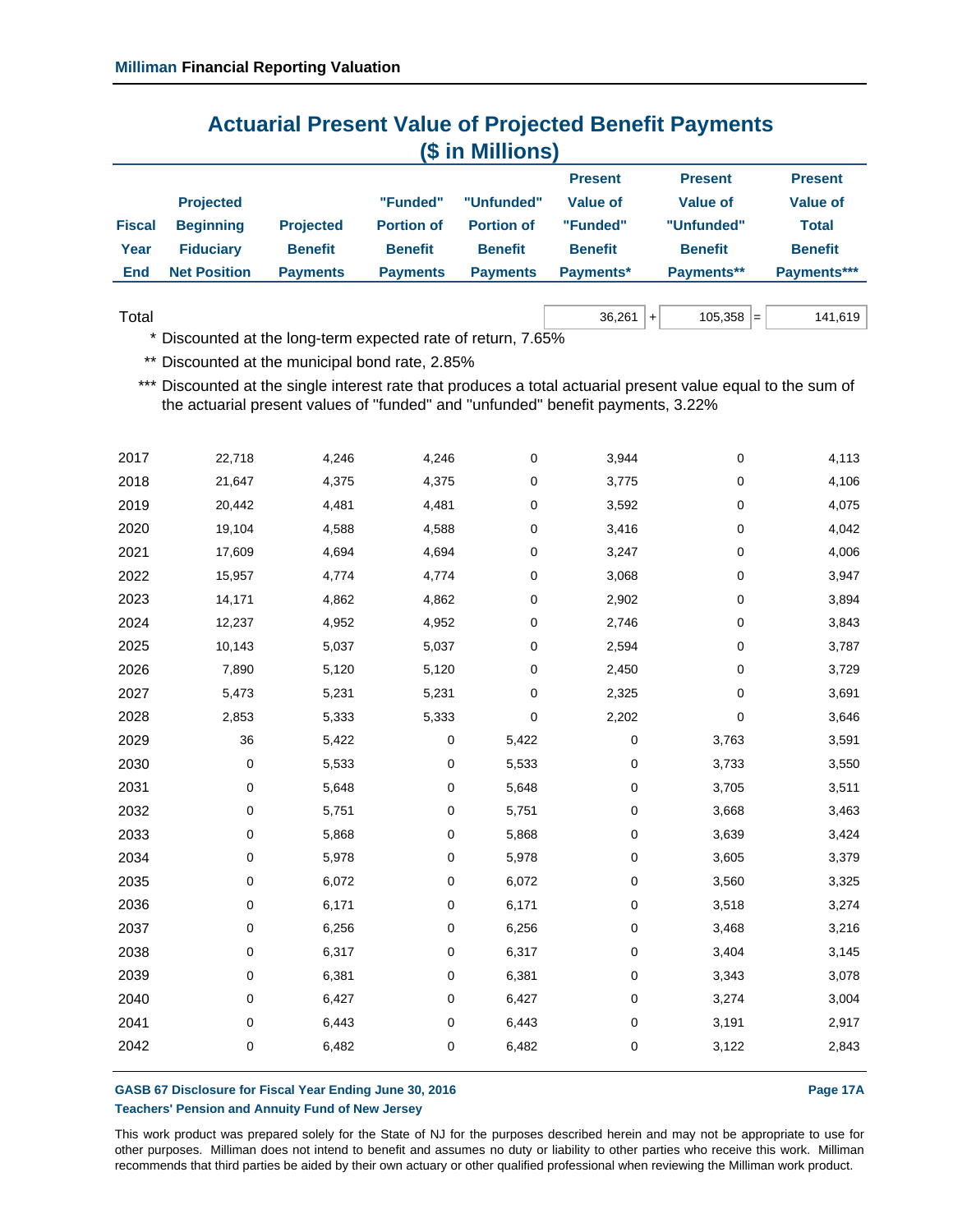## Actuarial Present Value of Projected Benefit Payments
## ($ in Millions)

| Fiscal Year End | Projected Beginning Fiduciary Net Position | Projected Benefit Payments | "Funded" Portion of Benefit Payments | "Unfunded" Portion of Benefit Payments | Present Value of "Funded" Benefit Payments* | Present Value of "Unfunded" Benefit Payments** | Present Value of Total Benefit Payments*** |
|---|---|---|---|---|---|---|---|
| Total | | | | | 36,261 + | 105,358 = | 141,619 |
| 2017 | 22,718 | 4,246 | 4,246 | 0 | 3,944 | 0 | 4,113 |
| 2018 | 21,647 | 4,375 | 4,375 | 0 | 3,775 | 0 | 4,106 |
| 2019 | 20,442 | 4,481 | 4,481 | 0 | 3,592 | 0 | 4,075 |
| 2020 | 19,104 | 4,588 | 4,588 | 0 | 3,416 | 0 | 4,042 |
| 2021 | 17,609 | 4,694 | 4,694 | 0 | 3,247 | 0 | 4,006 |
| 2022 | 15,957 | 4,774 | 4,774 | 0 | 3,068 | 0 | 3,947 |
| 2023 | 14,171 | 4,862 | 4,862 | 0 | 2,902 | 0 | 3,894 |
| 2024 | 12,237 | 4,952 | 4,952 | 0 | 2,746 | 0 | 3,843 |
| 2025 | 10,143 | 5,037 | 5,037 | 0 | 2,594 | 0 | 3,787 |
| 2026 | 7,890 | 5,120 | 5,120 | 0 | 2,450 | 0 | 3,729 |
| 2027 | 5,473 | 5,231 | 5,231 | 0 | 2,325 | 0 | 3,691 |
| 2028 | 2,853 | 5,333 | 5,333 | 0 | 2,202 | 0 | 3,646 |
| 2029 | 36 | 5,422 | 0 | 5,422 | 0 | 3,763 | 3,591 |
| 2030 | 0 | 5,533 | 0 | 5,533 | 0 | 3,733 | 3,550 |
| 2031 | 0 | 5,648 | 0 | 5,648 | 0 | 3,705 | 3,511 |
| 2032 | 0 | 5,751 | 0 | 5,751 | 0 | 3,668 | 3,463 |
| 2033 | 0 | 5,868 | 0 | 5,868 | 0 | 3,639 | 3,424 |
| 2034 | 0 | 5,978 | 0 | 5,978 | 0 | 3,605 | 3,379 |
| 2035 | 0 | 6,072 | 0 | 6,072 | 0 | 3,560 | 3,325 |
| 2036 | 0 | 6,171 | 0 | 6,171 | 0 | 3,518 | 3,274 |
| 2037 | 0 | 6,256 | 0 | 6,256 | 0 | 3,468 | 3,216 |
| 2038 | 0 | 6,317 | 0 | 6,317 | 0 | 3,404 | 3,145 |
| 2039 | 0 | 6,381 | 0 | 6,381 | 0 | 3,343 | 3,078 |
| 2040 | 0 | 6,427 | 0 | 6,427 | 0 | 3,274 | 3,004 |
| 2041 | 0 | 6,443 | 0 | 6,443 | 0 | 3,191 | 2,917 |
| 2042 | 0 | 6,482 | 0 | 6,482 | 0 | 3,122 | 2,843 |

\* Discounted at the long-term expected rate of return, 7.65%

\*\* Discounted at the municipal bond rate, 2.85%

\*\*\* Discounted at the single interest rate that produces a total actuarial present value equal to the sum of the actuarial present values of "funded" and "unfunded" benefit payments, 3.22%

**GASB 67 Disclosure for Fiscal Year Ending June 30, 2016**
**Teachers' Pension and Annuity Fund of New Jersey**

This work product was prepared solely for the State of NJ for the purposes described herein and may not be appropriate to use for other purposes. Milliman does not intend to benefit and assumes no duty or liability to other parties who receive this work. Milliman recommends that third parties be aided by their own actuary or other qualified professional when reviewing the Milliman work product.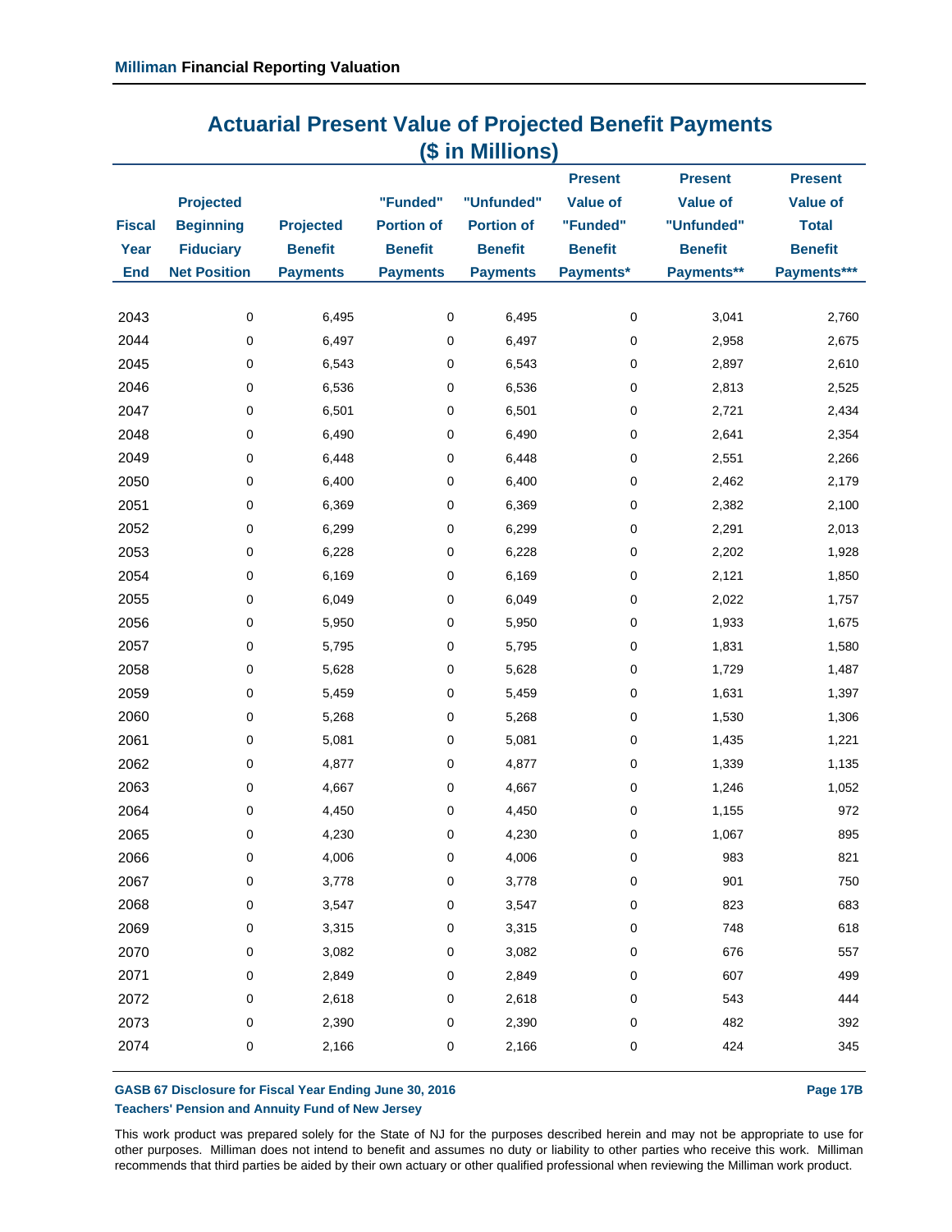## Actuarial Present Value of Projected Benefit Payments
## ($ in Millions)

| Fiscal Year End | Projected Beginning Fiduciary Net Position | Projected Benefit Payments | "Funded" Portion of Benefit Payments | "Unfunded" Portion of Benefit Payments | Present Value of "Funded" Benefit Payments* | Present Value of "Unfunded" Benefit Payments** | Present Value of Total Benefit Payments*** |
|---|---|---|---|---|---|---|---|
| 2043 | 0 | 6,495 | 0 | 6,495 | 0 | 3,041 | 2,760 |
| 2044 | 0 | 6,497 | 0 | 6,497 | 0 | 2,958 | 2,675 |
| 2045 | 0 | 6,543 | 0 | 6,543 | 0 | 2,897 | 2,610 |
| 2046 | 0 | 6,536 | 0 | 6,536 | 0 | 2,813 | 2,525 |
| 2047 | 0 | 6,501 | 0 | 6,501 | 0 | 2,721 | 2,434 |
| 2048 | 0 | 6,490 | 0 | 6,490 | 0 | 2,641 | 2,354 |
| 2049 | 0 | 6,448 | 0 | 6,448 | 0 | 2,551 | 2,266 |
| 2050 | 0 | 6,400 | 0 | 6,400 | 0 | 2,462 | 2,179 |
| 2051 | 0 | 6,369 | 0 | 6,369 | 0 | 2,382 | 2,100 |
| 2052 | 0 | 6,299 | 0 | 6,299 | 0 | 2,291 | 2,013 |
| 2053 | 0 | 6,228 | 0 | 6,228 | 0 | 2,202 | 1,928 |
| 2054 | 0 | 6,169 | 0 | 6,169 | 0 | 2,121 | 1,850 |
| 2055 | 0 | 6,049 | 0 | 6,049 | 0 | 2,022 | 1,757 |
| 2056 | 0 | 5,950 | 0 | 5,950 | 0 | 1,933 | 1,675 |
| 2057 | 0 | 5,795 | 0 | 5,795 | 0 | 1,831 | 1,580 |
| 2058 | 0 | 5,628 | 0 | 5,628 | 0 | 1,729 | 1,487 |
| 2059 | 0 | 5,459 | 0 | 5,459 | 0 | 1,631 | 1,397 |
| 2060 | 0 | 5,268 | 0 | 5,268 | 0 | 1,530 | 1,306 |
| 2061 | 0 | 5,081 | 0 | 5,081 | 0 | 1,435 | 1,221 |
| 2062 | 0 | 4,877 | 0 | 4,877 | 0 | 1,339 | 1,135 |
| 2063 | 0 | 4,667 | 0 | 4,667 | 0 | 1,246 | 1,052 |
| 2064 | 0 | 4,450 | 0 | 4,450 | 0 | 1,155 | 972 |
| 2065 | 0 | 4,230 | 0 | 4,230 | 0 | 1,067 | 895 |
| 2066 | 0 | 4,006 | 0 | 4,006 | 0 | 983 | 821 |
| 2067 | 0 | 3,778 | 0 | 3,778 | 0 | 901 | 750 |
| 2068 | 0 | 3,547 | 0 | 3,547 | 0 | 823 | 683 |
| 2069 | 0 | 3,315 | 0 | 3,315 | 0 | 748 | 618 |
| 2070 | 0 | 3,082 | 0 | 3,082 | 0 | 676 | 557 |
| 2071 | 0 | 2,849 | 0 | 2,849 | 0 | 607 | 499 |
| 2072 | 0 | 2,618 | 0 | 2,618 | 0 | 543 | 444 |
| 2073 | 0 | 2,390 | 0 | 2,390 | 0 | 482 | 392 |
| 2074 | 0 | 2,166 | 0 | 2,166 | 0 | 424 | 345 |

**GASB 67 Disclosure for Fiscal Year Ending June 30, 2016**
**Teachers' Pension and Annuity Fund of New Jersey**

This work product was prepared solely for the State of NJ for the purposes described herein and may not be appropriate to use for other purposes. Milliman does not intend to benefit and assumes no duty or liability to other parties who receive this work. Milliman recommends that third parties be aided by their own actuary or other qualified professional when reviewing the Milliman work product.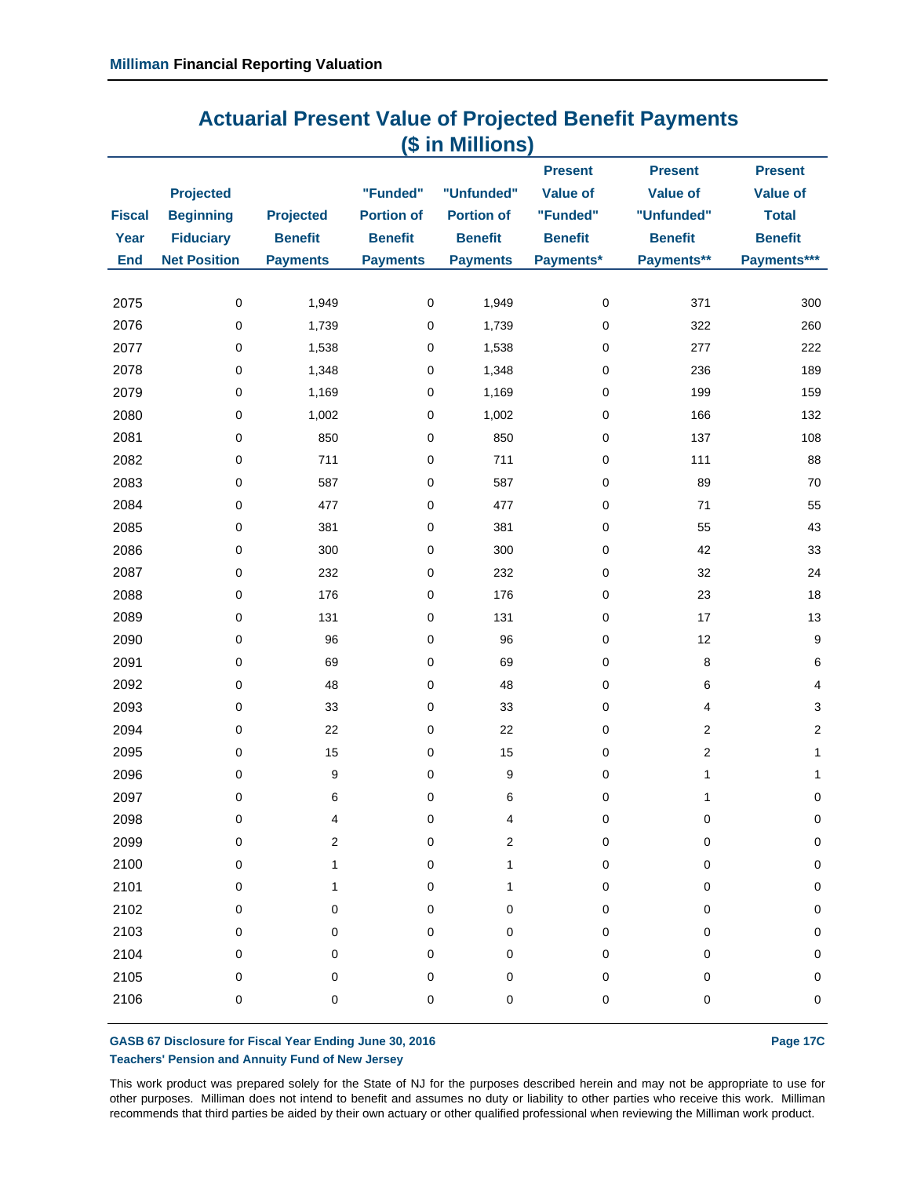## Actuarial Present Value of Projected Benefit Payments
## ($ in Millions)

| Fiscal Year End | Projected Beginning Fiduciary Net Position | Projected Benefit Payments | "Funded" Portion of Benefit Payments | "Unfunded" Portion of Benefit Payments | Present Value of "Funded" Benefit Payments* | Present Value of "Unfunded" Benefit Payments** | Present Value of Total Benefit Payments*** |
|---|---|---|---|---|---|---|---|
| 2075 | 0 | 1,949 | 0 | 1,949 | 0 | 371 | 300 |
| 2076 | 0 | 1,739 | 0 | 1,739 | 0 | 322 | 260 |
| 2077 | 0 | 1,538 | 0 | 1,538 | 0 | 277 | 222 |
| 2078 | 0 | 1,348 | 0 | 1,348 | 0 | 236 | 189 |
| 2079 | 0 | 1,169 | 0 | 1,169 | 0 | 199 | 159 |
| 2080 | 0 | 1,002 | 0 | 1,002 | 0 | 166 | 132 |
| 2081 | 0 | 850 | 0 | 850 | 0 | 137 | 108 |
| 2082 | 0 | 711 | 0 | 711 | 0 | 111 | 88 |
| 2083 | 0 | 587 | 0 | 587 | 0 | 89 | 70 |
| 2084 | 0 | 477 | 0 | 477 | 0 | 71 | 55 |
| 2085 | 0 | 381 | 0 | 381 | 0 | 55 | 43 |
| 2086 | 0 | 300 | 0 | 300 | 0 | 42 | 33 |
| 2087 | 0 | 232 | 0 | 232 | 0 | 32 | 24 |
| 2088 | 0 | 176 | 0 | 176 | 0 | 23 | 18 |
| 2089 | 0 | 131 | 0 | 131 | 0 | 17 | 13 |
| 2090 | 0 | 96 | 0 | 96 | 0 | 12 | 9 |
| 2091 | 0 | 69 | 0 | 69 | 0 | 8 | 6 |
| 2092 | 0 | 48 | 0 | 48 | 0 | 6 | 4 |
| 2093 | 0 | 33 | 0 | 33 | 0 | 4 | 3 |
| 2094 | 0 | 22 | 0 | 22 | 0 | 2 | 2 |
| 2095 | 0 | 15 | 0 | 15 | 0 | 2 | 1 |
| 2096 | 0 | 9 | 0 | 9 | 0 | 1 | 1 |
| 2097 | 0 | 6 | 0 | 6 | 0 | 1 | 0 |
| 2098 | 0 | 4 | 0 | 4 | 0 | 0 | 0 |
| 2099 | 0 | 2 | 0 | 2 | 0 | 0 | 0 |
| 2100 | 0 | 1 | 0 | 1 | 0 | 0 | 0 |
| 2101 | 0 | 1 | 0 | 1 | 0 | 0 | 0 |
| 2102 | 0 | 0 | 0 | 0 | 0 | 0 | 0 |
| 2103 | 0 | 0 | 0 | 0 | 0 | 0 | 0 |
| 2104 | 0 | 0 | 0 | 0 | 0 | 0 | 0 |
| 2105 | 0 | 0 | 0 | 0 | 0 | 0 | 0 |
| 2106 | 0 | 0 | 0 | 0 | 0 | 0 | 0 |

This work product was prepared solely for the State of NJ for the purposes described herein and may not be appropriate to use for other purposes. Milliman does not intend to benefit and assumes no duty or liability to other parties who receive this work. Milliman recommends that third parties be aided by their own actuary or other qualified professional when reviewing the Milliman work product.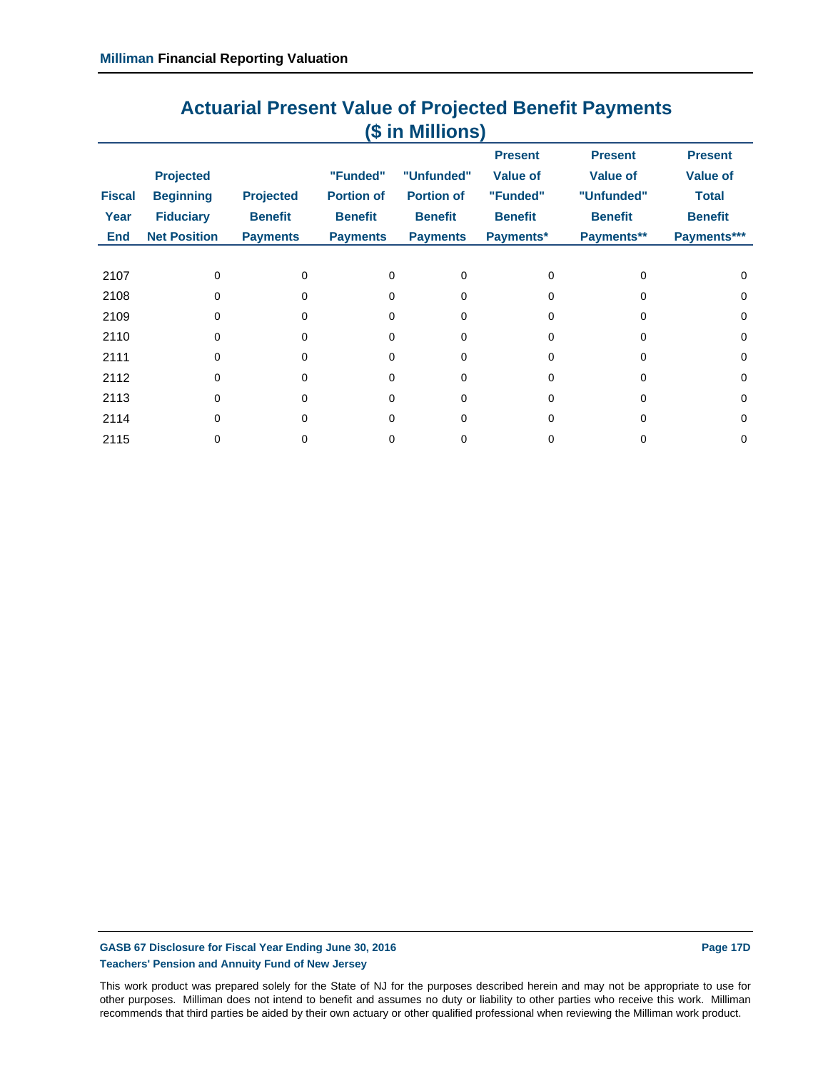## Actuarial Present Value of Projected Benefit Payments
## ($ in Millions)

| Fiscal Year End | Projected Beginning Fiduciary Net Position | Projected Benefit Payments | "Funded" Portion of Benefit Payments | "Unfunded" Portion of Benefit Payments | Present Value of "Funded" Benefit Payments* | Present Value of "Unfunded" Benefit Payments** | Present Value of Total Benefit Payments*** |
|---|---|---|---|---|---|---|---|
| 2107 | 0 | 0 | 0 | 0 | 0 | 0 | 0 |
| 2108 | 0 | 0 | 0 | 0 | 0 | 0 | 0 |
| 2109 | 0 | 0 | 0 | 0 | 0 | 0 | 0 |
| 2110 | 0 | 0 | 0 | 0 | 0 | 0 | 0 |
| 2111 | 0 | 0 | 0 | 0 | 0 | 0 | 0 |
| 2112 | 0 | 0 | 0 | 0 | 0 | 0 | 0 |
| 2113 | 0 | 0 | 0 | 0 | 0 | 0 | 0 |
| 2114 | 0 | 0 | 0 | 0 | 0 | 0 | 0 |
| 2115 | 0 | 0 | 0 | 0 | 0 | 0 | 0 |

This work product was prepared solely for the State of NJ for the purposes described herein and may not be appropriate to use for other purposes. Milliman does not intend to benefit and assumes no duty or liability to other parties who receive this work. Milliman recommends that third parties be aided by their own actuary or other qualified professional when reviewing the Milliman work product.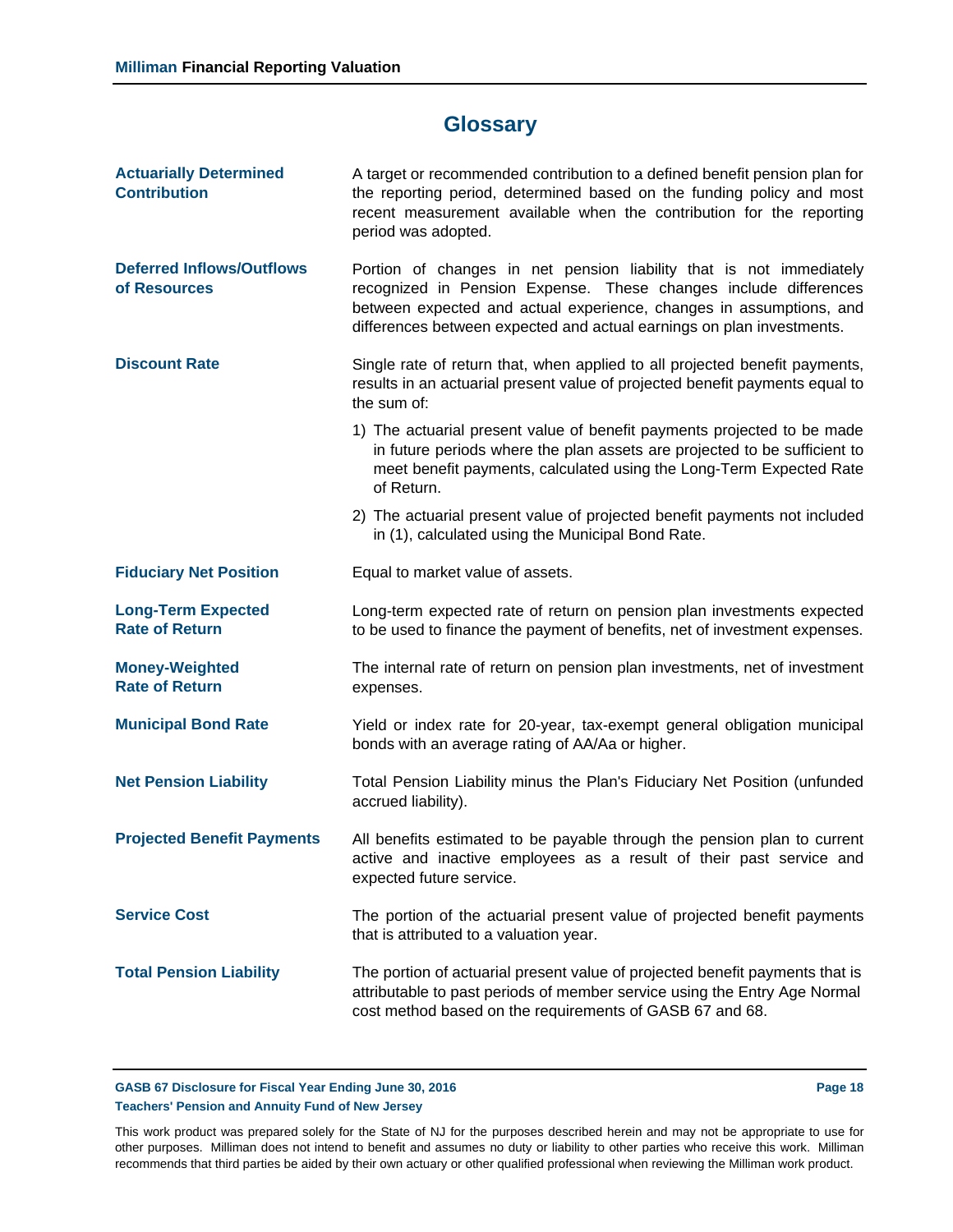# Glossary

**Actuarially Determined Contribution**
A target or recommended contribution to a defined benefit pension plan for the reporting period, determined based on the funding policy and most recent measurement available when the contribution for the reporting period was adopted.

**Deferred Inflows/Outflows of Resources**
Portion of changes in net pension liability that is not immediately recognized in Pension Expense. These changes include differences between expected and actual experience, changes in assumptions, and differences between expected and actual earnings on plan investments.

**Discount Rate**
Single rate of return that, when applied to all projected benefit payments, results in an actuarial present value of projected benefit payments equal to the sum of:

1) The actuarial present value of benefit payments projected to be made in future periods where the plan assets are projected to be sufficient to meet benefit payments, calculated using the Long-Term Expected Rate of Return.
2) The actuarial present value of projected benefit payments not included in (1), calculated using the Municipal Bond Rate.

**Fiduciary Net Position**
Equal to market value of assets.

**Long-Term Expected Rate of Return**
Long-term expected rate of return on pension plan investments expected to be used to finance the payment of benefits, net of investment expenses.

**Money-Weighted Rate of Return**
The internal rate of return on pension plan investments, net of investment expenses.

**Municipal Bond Rate**
Yield or index rate for 20-year, tax-exempt general obligation municipal bonds with an average rating of AA/Aa or higher.

**Net Pension Liability**
Total Pension Liability minus the Plan's Fiduciary Net Position (unfunded accrued liability).

**Projected Benefit Payments**
All benefits estimated to be payable through the pension plan to current active and inactive employees as a result of their past service and expected future service.

**Service Cost**
The portion of the actuarial present value of projected benefit payments that is attributed to a valuation year.

**Total Pension Liability**
The portion of actuarial present value of projected benefit payments that is attributable to past periods of member service using the Entry Age Normal cost method based on the requirements of GASB 67 and 68.

This work product was prepared solely for the State of NJ for the purposes described herein and may not be appropriate to use for other purposes. Milliman does not intend to benefit and assumes no duty or liability to other parties who receive this work. Milliman recommends that third parties be aided by their own actuary or other qualified professional when reviewing the Milliman work product.